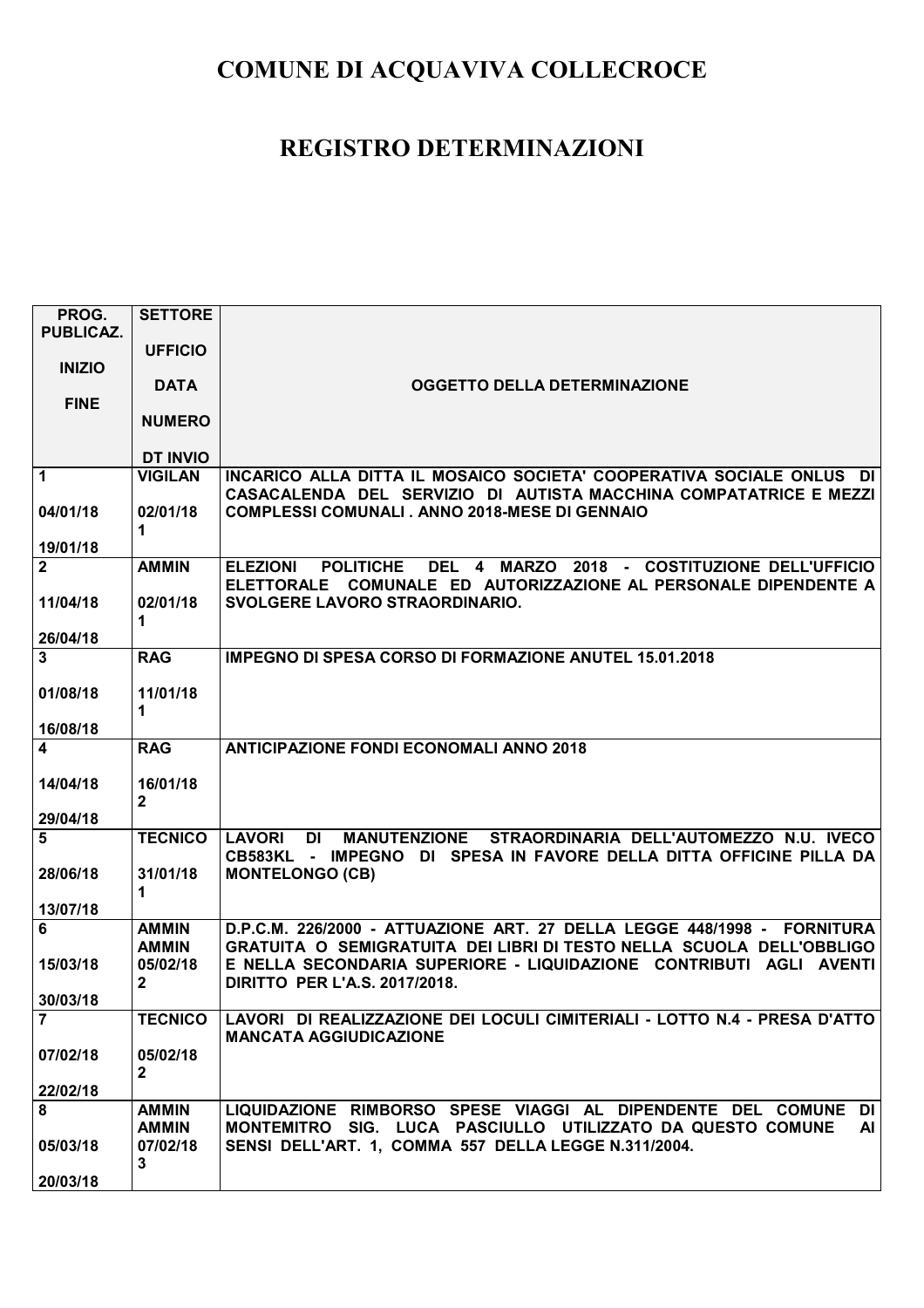# COMUNE DI ACQUAVIVA COLLECROCE

## REGISTRO DETERMINAZIONI

| PROG. PUBLICAZ.<br><br>INIZIO<br><br>FINE | SETTORE<br><br>UFFICIO<br><br>DATA<br><br>NUMERO<br><br>DT INVIO | OGGETTO DELLA DETERMINAZIONE |
|---|---|---|
| 1<br><br>04/01/18<br><br>19/01/18 | VIGILAN<br><br>02/01/18<br>1 | INCARICO ALLA DITTA IL MOSAICO SOCIETA' COOPERATIVA SOCIALE ONLUS DI CASACALENDA DEL SERVIZIO DI AUTISTA MACCHINA COMPATATRICE E MEZZI COMPLESSI COMUNALI . ANNO 2018-MESE DI GENNAIO |
| 2<br><br>11/04/18<br><br>26/04/18 | AMMIN<br><br>02/01/18<br>1 | ELEZIONI POLITICHE DEL 4 MARZO 2018 - COSTITUZIONE DELL'UFFICIO ELETTORALE COMUNALE ED AUTORIZZAZIONE AL PERSONALE DIPENDENTE A SVOLGERE LAVORO STRAORDINARIO. |
| 3<br><br>01/08/18<br><br>16/08/18 | RAG<br><br>11/01/18<br>1 | IMPEGNO DI SPESA CORSO DI FORMAZIONE ANUTEL 15.01.2018 |
| 4<br><br>14/04/18<br><br>29/04/18 | RAG<br><br>16/01/18<br>2 | ANTICIPAZIONE FONDI ECONOMALI ANNO 2018 |
| 5<br><br>28/06/18<br><br>13/07/18 | TECNICO<br><br>31/01/18<br>1 | LAVORI DI MANUTENZIONE STRAORDINARIA DELL'AUTOMEZZO N.U. IVECO CB583KL - IMPEGNO DI SPESA IN FAVORE DELLA DITTA OFFICINE PILLA DA MONTELONGO (CB) |
| 6<br><br>15/03/18<br><br>30/03/18 | AMMIN<br>AMMIN<br>05/02/18<br>2 | D.P.C.M. 226/2000 - ATTUAZIONE ART. 27 DELLA LEGGE 448/1998 - FORNITURA GRATUITA O SEMIGRATUITA DEI LIBRI DI TESTO NELLA SCUOLA DELL'OBBLIGO E NELLA SECONDARIA SUPERIORE - LIQUIDAZIONE CONTRIBUTI AGLI AVENTI DIRITTO PER L'A.S. 2017/2018. |
| 7<br><br>07/02/18<br><br>22/02/18 | TECNICO<br><br>05/02/18<br>2 | LAVORI DI REALIZZAZIONE DEI LOCULI CIMITERIALI - LOTTO N.4 - PRESA D'ATTO MANCATA AGGIUDICAZIONE |
| 8<br><br>05/03/18<br><br>20/03/18 | AMMIN<br>AMMIN<br>07/02/18<br>3 | LIQUIDAZIONE RIMBORSO SPESE VIAGGI AL DIPENDENTE DEL COMUNE DI MONTEMITRO SIG. LUCA PASCIULLO UTILIZZATO DA QUESTO COMUNE AI SENSI DELL'ART. 1, COMMA 557 DELLA LEGGE N.311/2004. |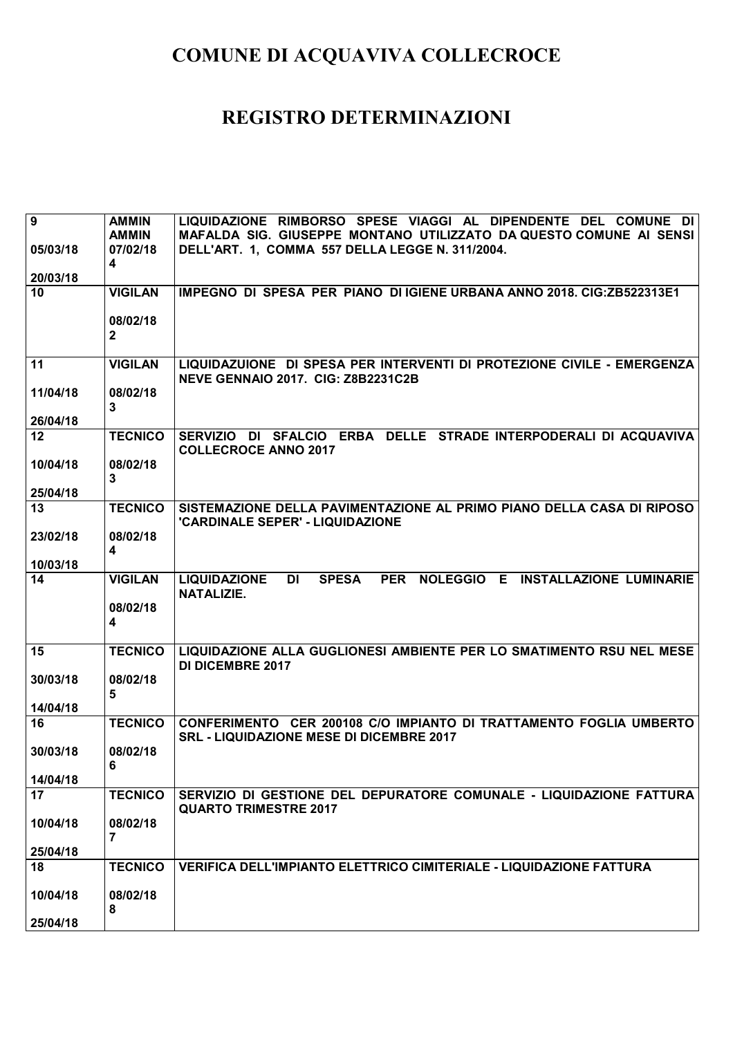# COMUNE DI ACQUAVIVA COLLECROCE

# REGISTRO DETERMINAZIONI

| | | |
|---|---|---|
| 9<br>05/03/18<br>20/03/18 | AMMIN<br>AMMIN<br>07/02/18<br>4 | LIQUIDAZIONE RIMBORSO SPESE VIAGGI AL DIPENDENTE DEL COMUNE DI MAFALDA SIG. GIUSEPPE MONTANO UTILIZZATO DA QUESTO COMUNE AI SENSI DELL'ART. 1, COMMA 557 DELLA LEGGE N. 311/2004. |
| 10 | VIGILAN<br>08/02/18<br>2 | IMPEGNO DI SPESA PER PIANO DI IGIENE URBANA ANNO 2018. CIG:ZB522313E1 |
| 11<br>11/04/18<br>26/04/18 | VIGILAN<br>08/02/18<br>3 | LIQUIDAZUIONE DI SPESA PER INTERVENTI DI PROTEZIONE CIVILE - EMERGENZA NEVE GENNAIO 2017. CIG: Z8B2231C2B |
| 12<br>10/04/18<br>25/04/18 | TECNICO<br>08/02/18<br>3 | SERVIZIO DI SFALCIO ERBA DELLE STRADE INTERPODERALI DI ACQUAVIVA COLLECROCE ANNO 2017 |
| 13<br>23/02/18<br>10/03/18 | TECNICO<br>08/02/18<br>4 | SISTEMAZIONE DELLA PAVIMENTAZIONE AL PRIMO PIANO DELLA CASA DI RIPOSO 'CARDINALE SEPER' - LIQUIDAZIONE |
| 14 | VIGILAN<br>08/02/18<br>4 | LIQUIDAZIONE DI SPESA PER NOLEGGIO E INSTALLAZIONE LUMINARIE NATALIZIE. |
| 15<br>30/03/18<br>14/04/18 | TECNICO<br>08/02/18<br>5 | LIQUIDAZIONE ALLA GUGLIONESI AMBIENTE PER LO SMATIMENTO RSU NEL MESE DI DICEMBRE 2017 |
| 16<br>30/03/18<br>14/04/18 | TECNICO<br>08/02/18<br>6 | CONFERIMENTO CER 200108 C/O IMPIANTO DI TRATTAMENTO FOGLIA UMBERTO SRL - LIQUIDAZIONE MESE DI DICEMBRE 2017 |
| 17<br>10/04/18<br>25/04/18 | TECNICO<br>08/02/18<br>7 | SERVIZIO DI GESTIONE DEL DEPURATORE COMUNALE - LIQUIDAZIONE FATTURA QUARTO TRIMESTRE 2017 |
| 18<br>10/04/18<br>25/04/18 | TECNICO<br>08/02/18<br>8 | VERIFICA DELL'IMPIANTO ELETTRICO CIMITERIALE - LIQUIDAZIONE FATTURA |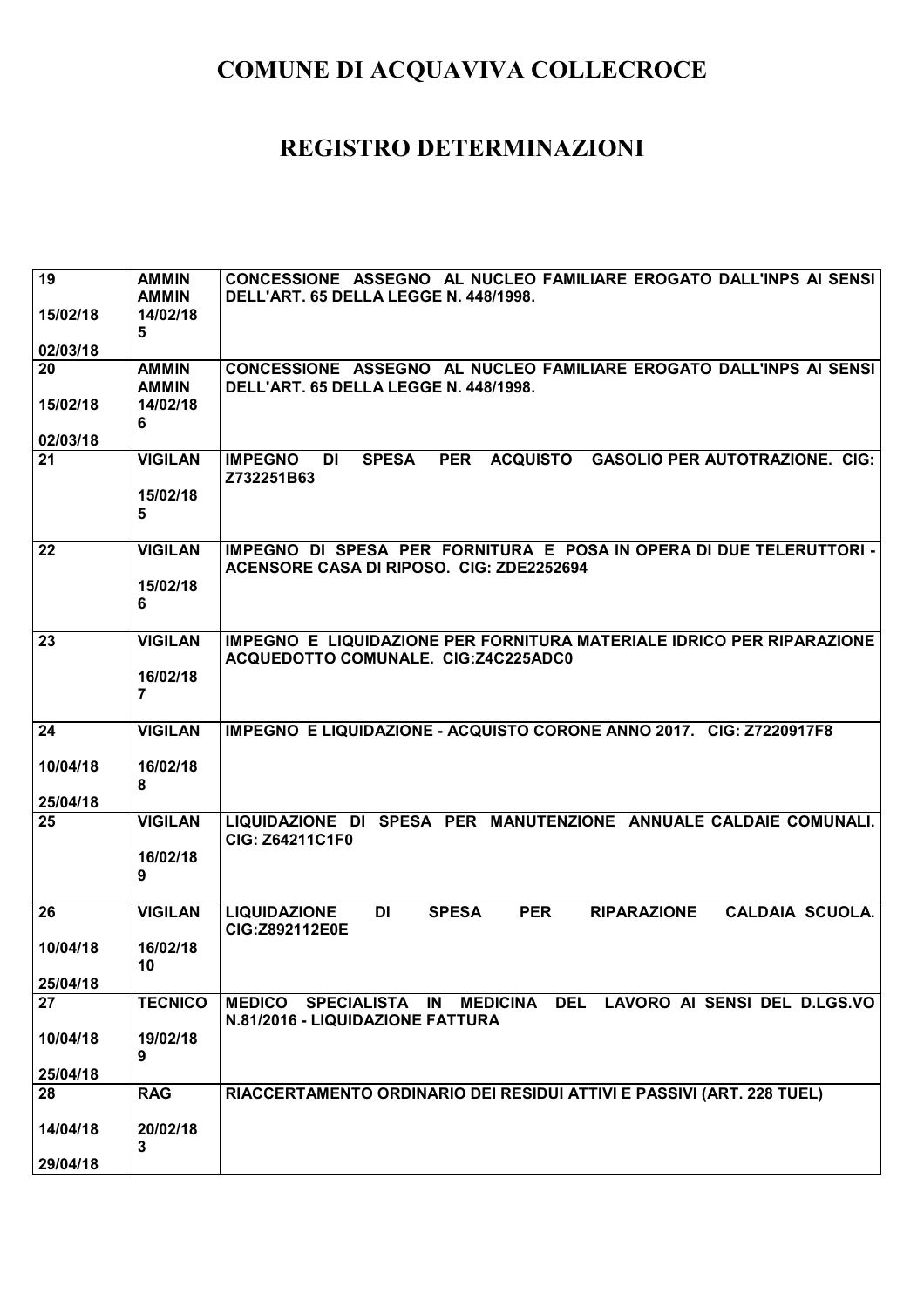# COMUNE DI ACQUAVIVA COLLECROCE

# REGISTRO DETERMINAZIONI

| | | |
|---|---|---|
| **19**<br><br>**15/02/18**<br><br>**02/03/18** | **AMMIN**<br>**AMMIN**<br>**14/02/18**<br>**5** | **CONCESSIONE ASSEGNO AL NUCLEO FAMILIARE EROGATO DALL'INPS AI SENSI DELL'ART. 65 DELLA LEGGE N. 448/1998.** |
| **20**<br><br>**15/02/18**<br><br>**02/03/18** | **AMMIN**<br>**AMMIN**<br>**14/02/18**<br>**6** | **CONCESSIONE ASSEGNO AL NUCLEO FAMILIARE EROGATO DALL'INPS AI SENSI DELL'ART. 65 DELLA LEGGE N. 448/1998.** |
| **21** | **VIGILAN**<br><br>**15/02/18**<br>**5** | **IMPEGNO DI SPESA PER ACQUISTO GASOLIO PER AUTOTRAZIONE. CIG: Z732251B63** |
| **22** | **VIGILAN**<br><br>**15/02/18**<br>**6** | **IMPEGNO DI SPESA PER FORNITURA E POSA IN OPERA DI DUE TELERUTTORI - ACENSORE CASA DI RIPOSO. CIG: ZDE2252694** |
| **23** | **VIGILAN**<br><br>**16/02/18**<br>**7** | **IMPEGNO E LIQUIDAZIONE PER FORNITURA MATERIALE IDRICO PER RIPARAZIONE ACQUEDOTTO COMUNALE. CIG:Z4C225ADC0** |
| **24**<br><br>**10/04/18**<br><br>**25/04/18** | **VIGILAN**<br><br>**16/02/18**<br>**8** | **IMPEGNO E LIQUIDAZIONE - ACQUISTO CORONE ANNO 2017. CIG: Z7220917F8** |
| **25** | **VIGILAN**<br><br>**16/02/18**<br>**9** | **LIQUIDAZIONE DI SPESA PER MANUTENZIONE ANNUALE CALDAIE COMUNALI. CIG: Z64211C1F0** |
| **26**<br><br>**10/04/18**<br><br>**25/04/18** | **VIGILAN**<br><br>**16/02/18**<br>**10** | **LIQUIDAZIONE DI SPESA PER RIPARAZIONE CALDAIA SCUOLA. CIG:Z892112E0E** |
| **27**<br><br>**10/04/18**<br><br>**25/04/18** | **TECNICO**<br><br>**19/02/18**<br>**9** | **MEDICO SPECIALISTA IN MEDICINA DEL LAVORO AI SENSI DEL D.LGS.VO N.81/2016 - LIQUIDAZIONE FATTURA** |
| **28**<br><br>**14/04/18**<br><br>**29/04/18** | **RAG**<br><br>**20/02/18**<br>**3** | **RIACCERTAMENTO ORDINARIO DEI RESIDUI ATTIVI E PASSIVI (ART. 228 TUEL)** |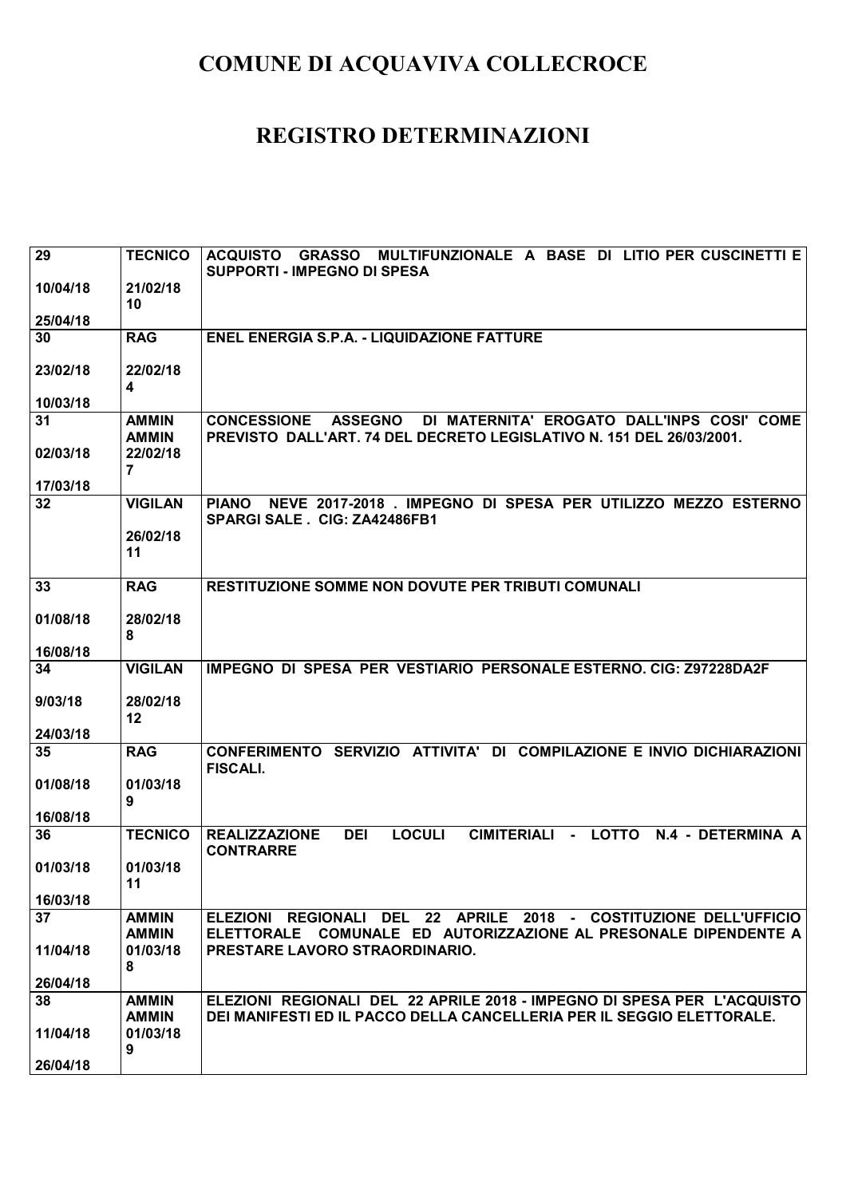# COMUNE DI ACQUAVIVA COLLECROCE

# REGISTRO DETERMINAZIONI

| | | |
|---|---|---|
| **29**<br>**10/04/18**<br>**25/04/18** | **TECNICO**<br>**21/02/18**<br>**10** | **ACQUISTO GRASSO MULTIFUNZIONALE A BASE DI LITIO PER CUSCINETTI E SUPPORTI - IMPEGNO DI SPESA** |
| **30**<br>**23/02/18**<br>**10/03/18** | **RAG**<br>**22/02/18**<br>**4** | **ENEL ENERGIA S.P.A. - LIQUIDAZIONE FATTURE** |
| **31**<br>**02/03/18**<br>**17/03/18** | **AMMIN AMMIN**<br>**22/02/18**<br>**7** | **CONCESSIONE ASSEGNO DI MATERNITA' EROGATO DALL'INPS COSI' COME PREVISTO DALL'ART. 74 DEL DECRETO LEGISLATIVO N. 151 DEL 26/03/2001.** |
| **32** | **VIGILAN**<br>**26/02/18**<br>**11** | **PIANO NEVE 2017-2018 . IMPEGNO DI SPESA PER UTILIZZO MEZZO ESTERNO SPARGI SALE . CIG: ZA42486FB1** |
| **33**<br>**01/08/18**<br>**16/08/18** | **RAG**<br>**28/02/18**<br>**8** | **RESTITUZIONE SOMME NON DOVUTE PER TRIBUTI COMUNALI** |
| **34**<br>**9/03/18**<br>**24/03/18** | **VIGILAN**<br>**28/02/18**<br>**12** | **IMPEGNO DI SPESA PER VESTIARIO PERSONALE ESTERNO. CIG: Z97228DA2F** |
| **35**<br>**01/08/18**<br>**16/08/18** | **RAG**<br>**01/03/18**<br>**9** | **CONFERIMENTO SERVIZIO ATTIVITA' DI COMPILAZIONE E INVIO DICHIARAZIONI FISCALI.** |
| **36**<br>**01/03/18**<br>**16/03/18** | **TECNICO**<br>**01/03/18**<br>**11** | **REALIZZAZIONE DEI LOCULI CIMITERIALI - LOTTO N.4 - DETERMINA A CONTRARRE** |
| **37**<br>**11/04/18**<br>**26/04/18** | **AMMIN AMMIN**<br>**01/03/18**<br>**8** | **ELEZIONI REGIONALI DEL 22 APRILE 2018 - COSTITUZIONE DELL'UFFICIO ELETTORALE COMUNALE ED AUTORIZZAZIONE AL PRESONALE DIPENDENTE A PRESTARE LAVORO STRAORDINARIO.** |
| **38**<br>**11/04/18**<br>**26/04/18** | **AMMIN AMMIN**<br>**01/03/18**<br>**9** | **ELEZIONI REGIONALI DEL 22 APRILE 2018 - IMPEGNO DI SPESA PER L'ACQUISTO DEI MANIFESTI ED IL PACCO DELLA CANCELLERIA PER IL SEGGIO ELETTORALE.** |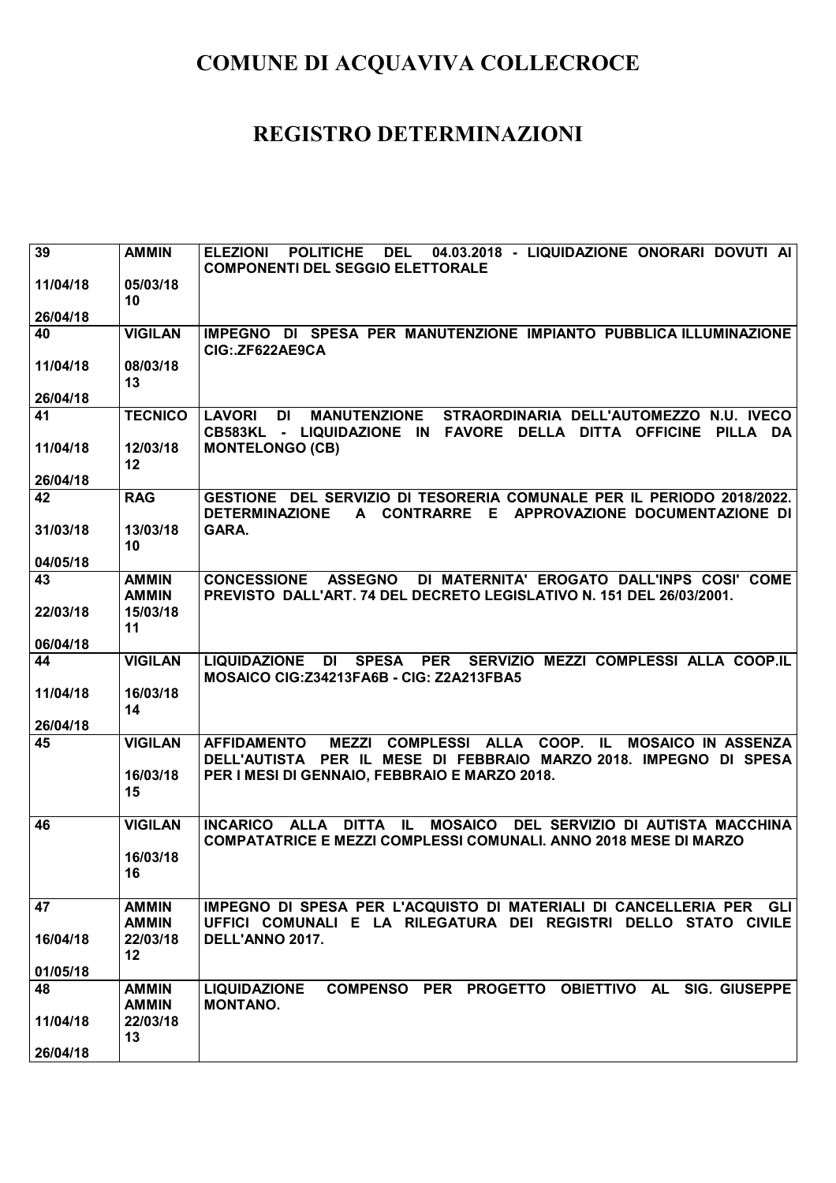# COMUNE DI ACQUAVIVA COLLECROCE

## REGISTRO DETERMINAZIONI

| | | |
|---|---|---|
| 39<br>11/04/18<br>26/04/18 | AMMIN<br>05/03/18<br>10 | ELEZIONI POLITICHE DEL 04.03.2018 - LIQUIDAZIONE ONORARI DOVUTI AI COMPONENTI DEL SEGGIO ELETTORALE |
| 40<br>11/04/18<br>26/04/18 | VIGILAN<br>08/03/18<br>13 | IMPEGNO DI SPESA PER MANUTENZIONE IMPIANTO PUBBLICA ILLUMINAZIONE CIG:.ZF622AE9CA |
| 41<br>11/04/18<br>26/04/18 | TECNICO<br>12/03/18<br>12 | LAVORI DI MANUTENZIONE STRAORDINARIA DELL'AUTOMEZZO N.U. IVECO CB583KL - LIQUIDAZIONE IN FAVORE DELLA DITTA OFFICINE PILLA DA MONTELONGO (CB) |
| 42<br>31/03/18<br>04/05/18 | RAG<br>13/03/18<br>10 | GESTIONE DEL SERVIZIO DI TESORERIA COMUNALE PER IL PERIODO 2018/2022. DETERMINAZIONE A CONTRARRE E APPROVAZIONE DOCUMENTAZIONE DI GARA. |
| 43<br>22/03/18<br>06/04/18 | AMMIN<br>AMMIN<br>15/03/18<br>11 | CONCESSIONE ASSEGNO DI MATERNITA' EROGATO DALL'INPS COSI' COME PREVISTO DALL'ART. 74 DEL DECRETO LEGISLATIVO N. 151 DEL 26/03/2001. |
| 44<br>11/04/18<br>26/04/18 | VIGILAN<br>16/03/18<br>14 | LIQUIDAZIONE DI SPESA PER SERVIZIO MEZZI COMPLESSI ALLA COOP.IL MOSAICO CIG:Z34213FA6B - CIG: Z2A213FBA5 |
| 45 | VIGILAN<br>16/03/18<br>15 | AFFIDAMENTO MEZZI COMPLESSI ALLA COOP. IL MOSAICO IN ASSENZA DELL'AUTISTA PER IL MESE DI FEBBRAIO MARZO 2018. IMPEGNO DI SPESA PER I MESI DI GENNAIO, FEBBRAIO E MARZO 2018. |
| 46 | VIGILAN<br>16/03/18<br>16 | INCARICO ALLA DITTA IL MOSAICO DEL SERVIZIO DI AUTISTA MACCHINA COMPATATRICE E MEZZI COMPLESSI COMUNALI. ANNO 2018 MESE DI MARZO |
| 47<br>16/04/18<br>01/05/18 | AMMIN<br>AMMIN<br>22/03/18<br>12 | IMPEGNO DI SPESA PER L'ACQUISTO DI MATERIALI DI CANCELLERIA PER GLI UFFICI COMUNALI E LA RILEGATURA DEI REGISTRI DELLO STATO CIVILE DELL'ANNO 2017. |
| 48<br>11/04/18<br>26/04/18 | AMMIN<br>AMMIN<br>22/03/18<br>13 | LIQUIDAZIONE COMPENSO PER PROGETTO OBIETTIVO AL SIG. GIUSEPPE MONTANO. |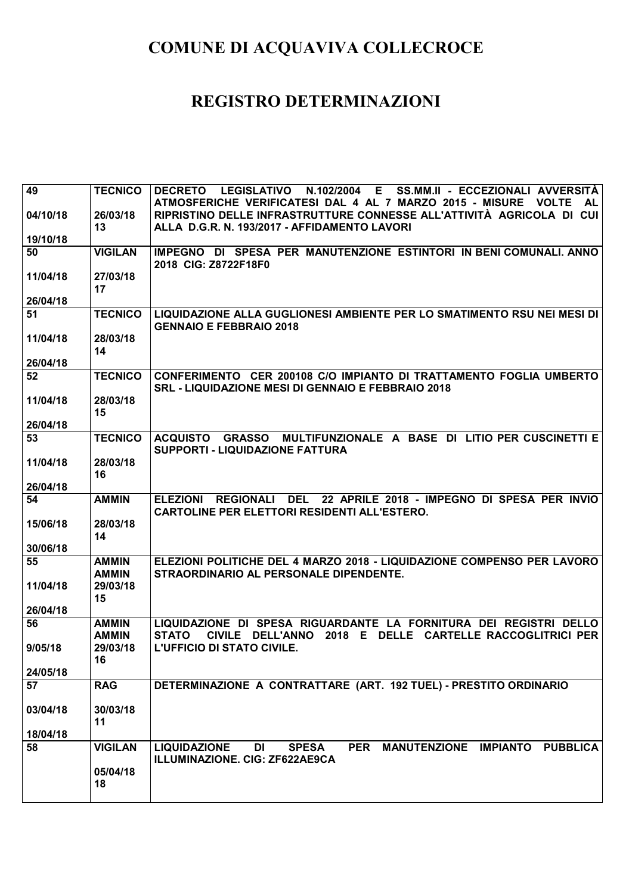# COMUNE DI ACQUAVIVA COLLECROCE

# REGISTRO DETERMINAZIONI

| | | |
|---|---|---|
| 49<br><br>04/10/18<br><br>19/10/18 | TECNICO<br><br>26/03/18<br>13 | DECRETO LEGISLATIVO N.102/2004 E SS.MM.II - ECCEZIONALI AVVERSITÀ ATMOSFERICHE VERIFICATESI DAL 4 AL 7 MARZO 2015 - MISURE VOLTE AL RIPRISTINO DELLE INFRASTRUTTURE CONNESSE ALL'ATTIVITÀ AGRICOLA DI CUI ALLA D.G.R. N. 193/2017 - AFFIDAMENTO LAVORI |
| 50<br><br>11/04/18<br><br>26/04/18 | VIGILAN<br><br>27/03/18<br>17 | IMPEGNO DI SPESA PER MANUTENZIONE ESTINTORI IN BENI COMUNALI. ANNO 2018 CIG: Z8722F18F0 |
| 51<br><br>11/04/18<br><br>26/04/18 | TECNICO<br><br>28/03/18<br>14 | LIQUIDAZIONE ALLA GUGLIONESI AMBIENTE PER LO SMATIMENTO RSU NEI MESI DI GENNAIO E FEBBRAIO 2018 |
| 52<br><br>11/04/18<br><br>26/04/18 | TECNICO<br><br>28/03/18<br>15 | CONFERIMENTO CER 200108 C/O IMPIANTO DI TRATTAMENTO FOGLIA UMBERTO SRL - LIQUIDAZIONE MESI DI GENNAIO E FEBBRAIO 2018 |
| 53<br><br>11/04/18<br><br>26/04/18 | TECNICO<br><br>28/03/18<br>16 | ACQUISTO GRASSO MULTIFUNZIONALE A BASE DI LITIO PER CUSCINETTI E SUPPORTI - LIQUIDAZIONE FATTURA |
| 54<br><br>15/06/18<br><br>30/06/18 | AMMIN<br><br>28/03/18<br>14 | ELEZIONI REGIONALI DEL 22 APRILE 2018 - IMPEGNO DI SPESA PER INVIO CARTOLINE PER ELETTORI RESIDENTI ALL'ESTERO. |
| 55<br><br>11/04/18<br><br>26/04/18 | AMMIN<br>AMMIN<br>29/03/18<br>15 | ELEZIONI POLITICHE DEL 4 MARZO 2018 - LIQUIDAZIONE COMPENSO PER LAVORO STRAORDINARIO AL PERSONALE DIPENDENTE. |
| 56<br><br>9/05/18<br><br>24/05/18 | AMMIN<br>AMMIN<br>29/03/18<br>16 | LIQUIDAZIONE DI SPESA RIGUARDANTE LA FORNITURA DEI REGISTRI DELLO STATO CIVILE DELL'ANNO 2018 E DELLE CARTELLE RACCOGLITRICI PER L'UFFICIO DI STATO CIVILE. |
| 57<br><br>03/04/18<br><br>18/04/18 | RAG<br><br>30/03/18<br>11 | DETERMINAZIONE A CONTRATTARE (ART. 192 TUEL) - PRESTITO ORDINARIO |
| 58 | VIGILAN<br><br>05/04/18<br>18 | LIQUIDAZIONE DI SPESA PER MANUTENZIONE IMPIANTO PUBBLICA ILLUMINAZIONE. CIG: ZF622AE9CA |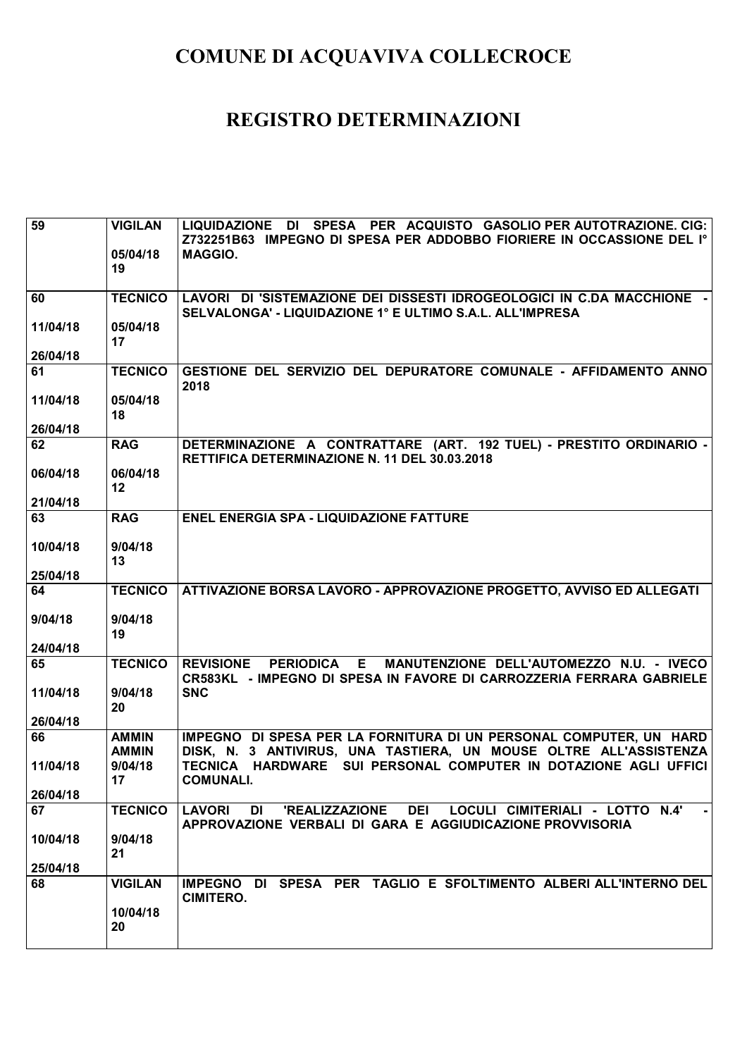# COMUNE DI ACQUAVIVA COLLECROCE

# REGISTRO DETERMINAZIONI

| | | |
|---|---|---|
| 59 | VIGILAN<br>05/04/18<br>19 | LIQUIDAZIONE DI SPESA PER ACQUISTO GASOLIO PER AUTOTRAZIONE. CIG: Z732251B63 IMPEGNO DI SPESA PER ADDOBBO FIORIERE IN OCCASSIONE DEL I° MAGGIO. |
| 60<br>11/04/18<br>26/04/18 | TECNICO<br>05/04/18<br>17 | LAVORI DI 'SISTEMAZIONE DEI DISSESTI IDROGEOLOGICI IN C.DA MACCHIONE - SELVALONGA' - LIQUIDAZIONE 1° E ULTIMO S.A.L. ALL'IMPRESA |
| 61<br>11/04/18<br>26/04/18 | TECNICO<br>05/04/18<br>18 | GESTIONE DEL SERVIZIO DEL DEPURATORE COMUNALE - AFFIDAMENTO ANNO 2018 |
| 62<br>06/04/18<br>21/04/18 | RAG<br>06/04/18<br>12 | DETERMINAZIONE A CONTRATTARE (ART. 192 TUEL) - PRESTITO ORDINARIO - RETTIFICA DETERMINAZIONE N. 11 DEL 30.03.2018 |
| 63<br>10/04/18<br>25/04/18 | RAG<br>9/04/18<br>13 | ENEL ENERGIA SPA - LIQUIDAZIONE FATTURE |
| 64<br>9/04/18<br>24/04/18 | TECNICO<br>9/04/18<br>19 | ATTIVAZIONE BORSA LAVORO - APPROVAZIONE PROGETTO, AVVISO ED ALLEGATI |
| 65<br>11/04/18<br>26/04/18 | TECNICO<br>9/04/18<br>20 | REVISIONE PERIODICA E MANUTENZIONE DELL'AUTOMEZZO N.U. - IVECO CR583KL - IMPEGNO DI SPESA IN FAVORE DI CARROZZERIA FERRARA GABRIELE SNC |
| 66<br>11/04/18<br>26/04/18 | AMMIN<br>AMMIN<br>9/04/18<br>17 | IMPEGNO DI SPESA PER LA FORNITURA DI UN PERSONAL COMPUTER, UN HARD DISK, N. 3 ANTIVIRUS, UNA TASTIERA, UN MOUSE OLTRE ALL'ASSISTENZA TECNICA HARDWARE SUI PERSONAL COMPUTER IN DOTAZIONE AGLI UFFICI COMUNALI. |
| 67<br>10/04/18<br>25/04/18 | TECNICO<br>9/04/18<br>21 | LAVORI DI 'REALIZZAZIONE DEI LOCULI CIMITERIALI - LOTTO N.4' - APPROVAZIONE VERBALI DI GARA E AGGIUDICAZIONE PROVVISORIA |
| 68 | VIGILAN<br>10/04/18<br>20 | IMPEGNO DI SPESA PER TAGLIO E SFOLTIMENTO ALBERI ALL'INTERNO DEL CIMITERO. |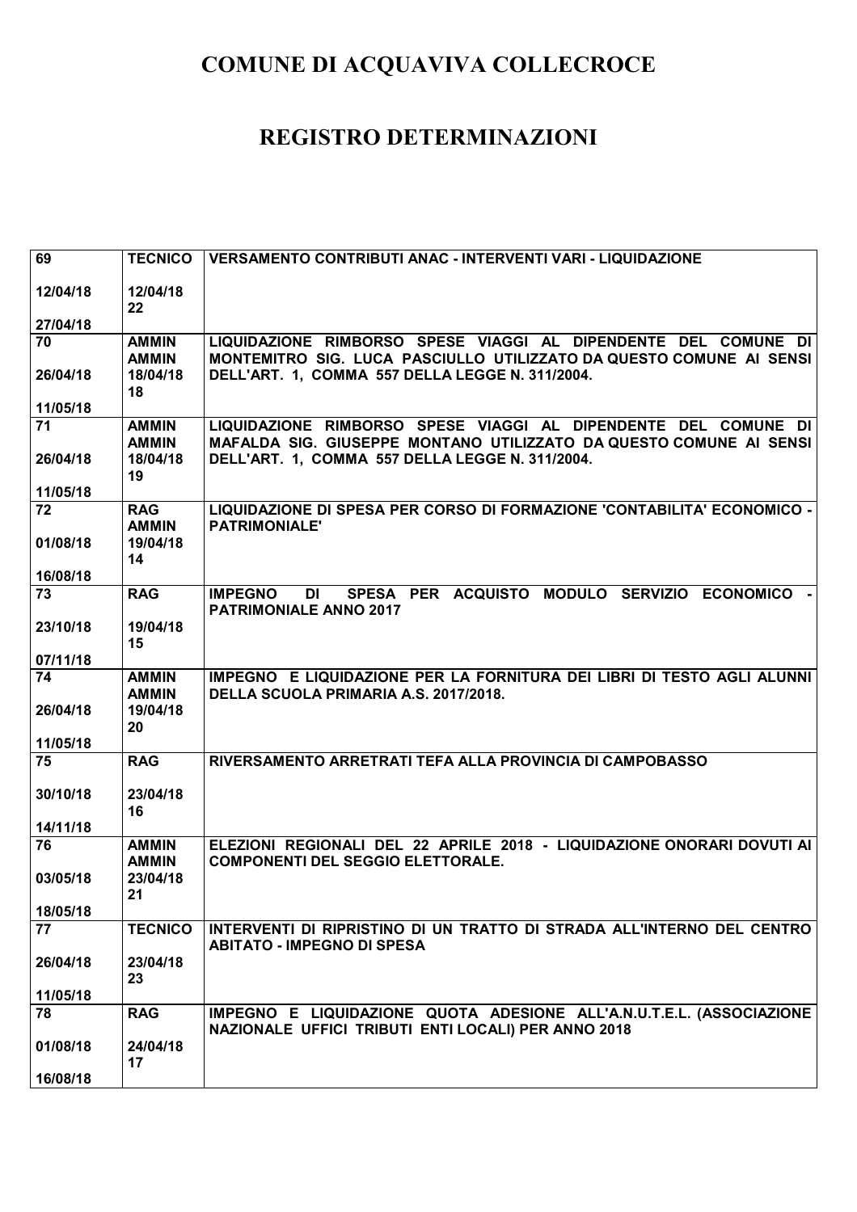# COMUNE DI ACQUAVIVA COLLECROCE

# REGISTRO DETERMINAZIONI

| | | |
|---|---|---|
| 69<br><br>12/04/18<br><br>27/04/18 | TECNICO<br><br>12/04/18<br>22 | VERSAMENTO CONTRIBUTI ANAC - INTERVENTI VARI - LIQUIDAZIONE |
| 70<br><br>26/04/18<br><br>11/05/18 | AMMIN<br>AMMIN<br>18/04/18<br>18 | LIQUIDAZIONE RIMBORSO SPESE VIAGGI AL DIPENDENTE DEL COMUNE DI MONTEMITRO SIG. LUCA PASCIULLO UTILIZZATO DA QUESTO COMUNE AI SENSI DELL'ART. 1, COMMA 557 DELLA LEGGE N. 311/2004. |
| 71<br><br>26/04/18<br><br>11/05/18 | AMMIN<br>AMMIN<br>18/04/18<br>19 | LIQUIDAZIONE RIMBORSO SPESE VIAGGI AL DIPENDENTE DEL COMUNE DI MAFALDA SIG. GIUSEPPE MONTANO UTILIZZATO DA QUESTO COMUNE AI SENSI DELL'ART. 1, COMMA 557 DELLA LEGGE N. 311/2004. |
| 72<br><br>01/08/18<br><br>16/08/18 | RAG<br>AMMIN<br>19/04/18<br>14 | LIQUIDAZIONE DI SPESA PER CORSO DI FORMAZIONE 'CONTABILITA' ECONOMICO - PATRIMONIALE' |
| 73<br><br>23/10/18<br><br>07/11/18 | RAG<br><br>19/04/18<br>15 | IMPEGNO DI SPESA PER ACQUISTO MODULO SERVIZIO ECONOMICO - PATRIMONIALE ANNO 2017 |
| 74<br><br>26/04/18<br><br>11/05/18 | AMMIN<br>AMMIN<br>19/04/18<br>20 | IMPEGNO E LIQUIDAZIONE PER LA FORNITURA DEI LIBRI DI TESTO AGLI ALUNNI DELLA SCUOLA PRIMARIA A.S. 2017/2018. |
| 75<br><br>30/10/18<br><br>14/11/18 | RAG<br><br>23/04/18<br>16 | RIVERSAMENTO ARRETRATI TEFA ALLA PROVINCIA DI CAMPOBASSO |
| 76<br><br>03/05/18<br><br>18/05/18 | AMMIN<br>AMMIN<br>23/04/18<br>21 | ELEZIONI REGIONALI DEL 22 APRILE 2018 - LIQUIDAZIONE ONORARI DOVUTI AI COMPONENTI DEL SEGGIO ELETTORALE. |
| 77<br><br>26/04/18<br><br>11/05/18 | TECNICO<br><br>23/04/18<br>23 | INTERVENTI DI RIPRISTINO DI UN TRATTO DI STRADA ALL'INTERNO DEL CENTRO ABITATO - IMPEGNO DI SPESA |
| 78<br><br>01/08/18<br><br>16/08/18 | RAG<br><br>24/04/18<br>17 | IMPEGNO E LIQUIDAZIONE QUOTA ADESIONE ALL'A.N.U.T.E.L. (ASSOCIAZIONE NAZIONALE UFFICI TRIBUTI ENTI LOCALI) PER ANNO 2018 |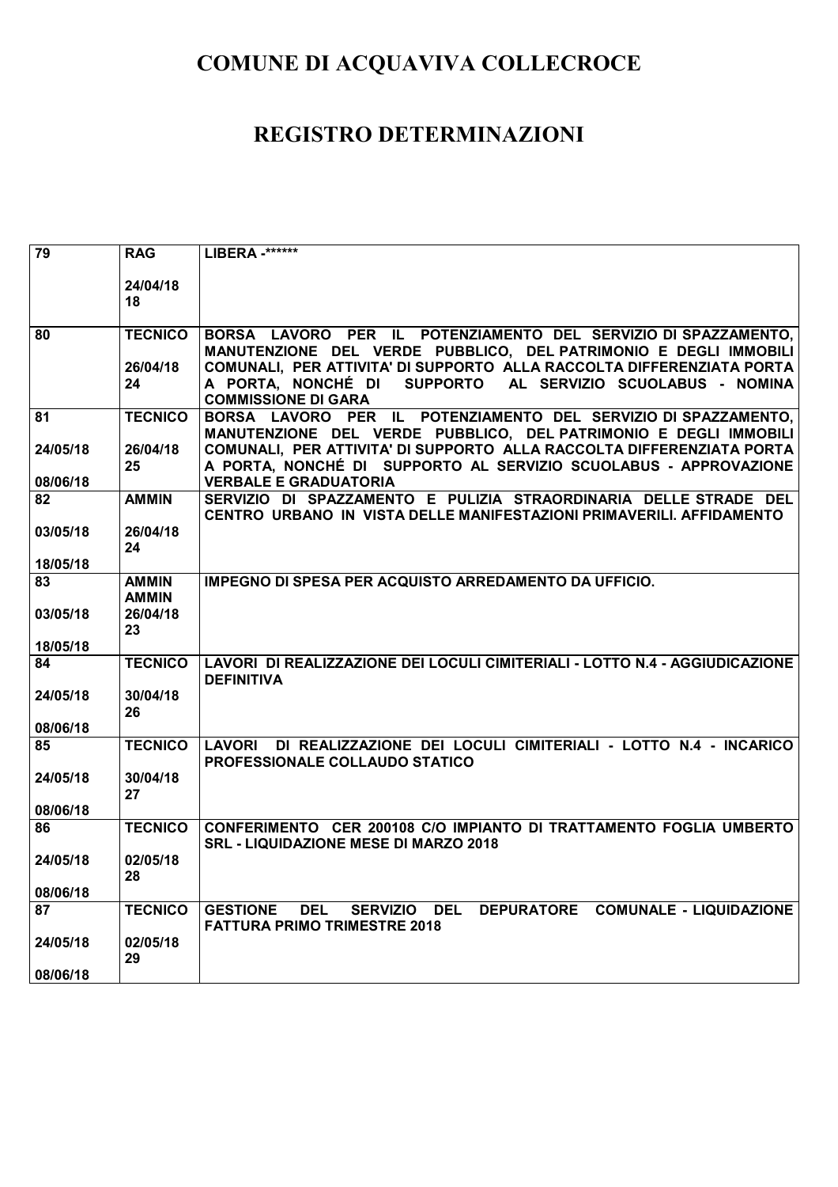# COMUNE DI ACQUAVIVA COLLECROCE

# REGISTRO DETERMINAZIONI

| | | |
|---|---|---|
| 79 | RAG<br><br>24/04/18<br>18 | LIBERA -****** |
| 80 | TECNICO<br><br>26/04/18<br>24 | BORSA LAVORO PER IL POTENZIAMENTO DEL SERVIZIO DI SPAZZAMENTO, MANUTENZIONE DEL VERDE PUBBLICO, DEL PATRIMONIO E DEGLI IMMOBILI COMUNALI, PER ATTIVITA' DI SUPPORTO ALLA RACCOLTA DIFFERENZIATA PORTA A PORTA, NONCHÉ DI SUPPORTO AL SERVIZIO SCUOLABUS - NOMINA COMMISSIONE DI GARA |
| 81<br><br>24/05/18<br><br>08/06/18 | TECNICO<br><br>26/04/18<br>25 | BORSA LAVORO PER IL POTENZIAMENTO DEL SERVIZIO DI SPAZZAMENTO, MANUTENZIONE DEL VERDE PUBBLICO, DEL PATRIMONIO E DEGLI IMMOBILI COMUNALI, PER ATTIVITA' DI SUPPORTO ALLA RACCOLTA DIFFERENZIATA PORTA A PORTA, NONCHÉ DI SUPPORTO AL SERVIZIO SCUOLABUS - APPROVAZIONE VERBALE E GRADUATORIA |
| 82<br><br>03/05/18<br><br>18/05/18 | AMMIN<br><br>26/04/18<br>24 | SERVIZIO DI SPAZZAMENTO E PULIZIA STRAORDINARIA DELLE STRADE DEL CENTRO URBANO IN VISTA DELLE MANIFESTAZIONI PRIMAVERILI. AFFIDAMENTO |
| 83<br><br>03/05/18<br><br>18/05/18 | AMMIN<br>AMMIN<br>26/04/18<br>23 | IMPEGNO DI SPESA PER ACQUISTO ARREDAMENTO DA UFFICIO. |
| 84<br><br>24/05/18<br><br>08/06/18 | TECNICO<br><br>30/04/18<br>26 | LAVORI DI REALIZZAZIONE DEI LOCULI CIMITERIALI - LOTTO N.4 - AGGIUDICAZIONE DEFINITIVA |
| 85<br><br>24/05/18<br><br>08/06/18 | TECNICO<br><br>30/04/18<br>27 | LAVORI DI REALIZZAZIONE DEI LOCULI CIMITERIALI - LOTTO N.4 - INCARICO PROFESSIONALE COLLAUDO STATICO |
| 86<br><br>24/05/18<br><br>08/06/18 | TECNICO<br><br>02/05/18<br>28 | CONFERIMENTO CER 200108 C/O IMPIANTO DI TRATTAMENTO FOGLIA UMBERTO SRL - LIQUIDAZIONE MESE DI MARZO 2018 |
| 87<br><br>24/05/18<br><br>08/06/18 | TECNICO<br><br>02/05/18<br>29 | GESTIONE DEL SERVIZIO DEL DEPURATORE COMUNALE - LIQUIDAZIONE FATTURA PRIMO TRIMESTRE 2018 |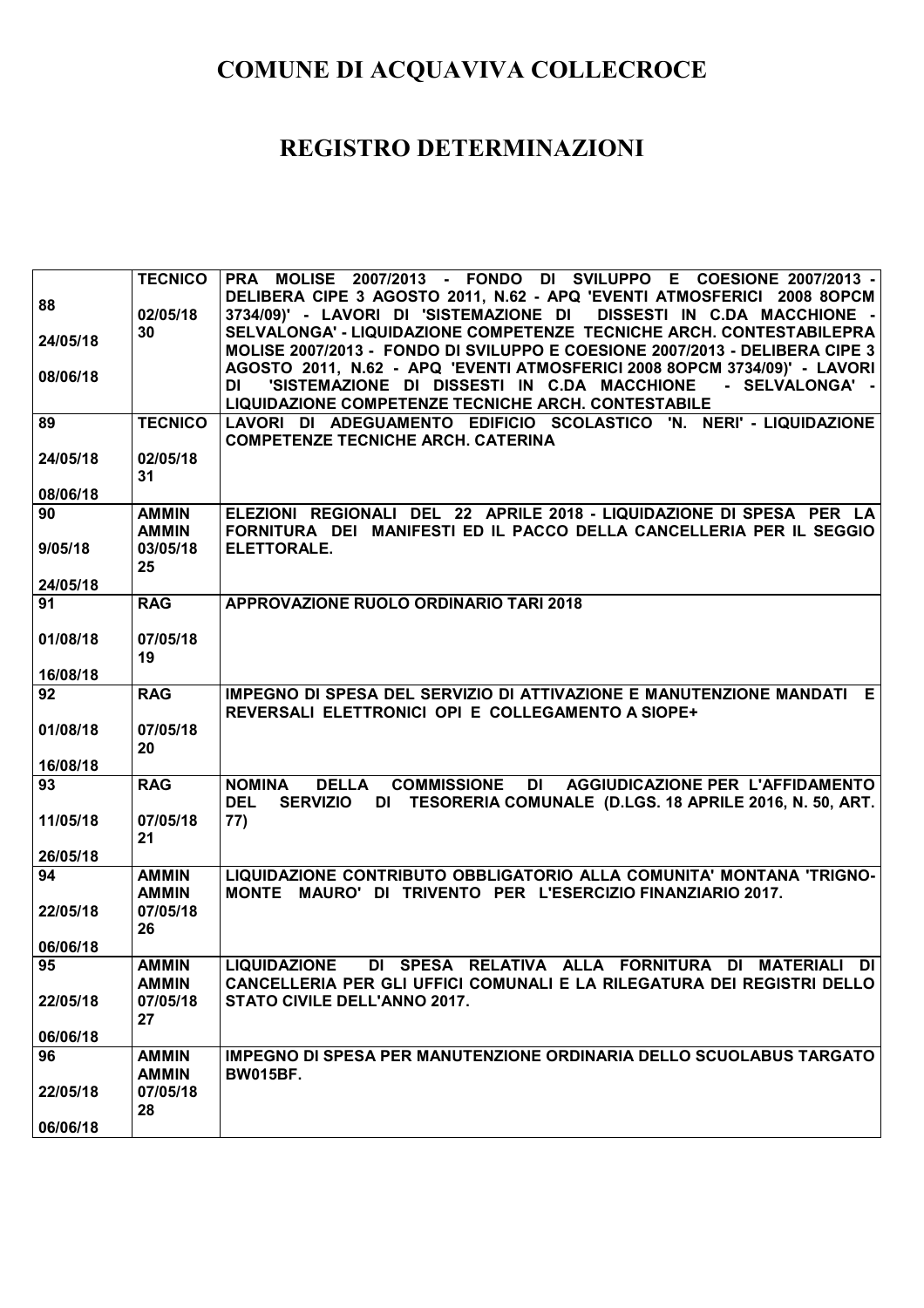# COMUNE DI ACQUAVIVA COLLECROCE

# REGISTRO DETERMINAZIONI

| | | |
|---|---|---|
| 88<br><br>24/05/18<br><br>08/06/18 | TECNICO<br><br>02/05/18<br>30 | PRA MOLISE 2007/2013 - FONDO DI SVILUPPO E COESIONE 2007/2013 - DELIBERA CIPE 3 AGOSTO 2011, N.62 - APQ 'EVENTI ATMOSFERICI 2008 8OPCM 3734/09)' - LAVORI DI 'SISTEMAZIONE DI DISSESTI IN C.DA MACCHIONE - SELVALONGA' - LIQUIDAZIONE COMPETENZE TECNICHE ARCH. CONTESTABILEPRA MOLISE 2007/2013 - FONDO DI SVILUPPO E COESIONE 2007/2013 - DELIBERA CIPE 3 AGOSTO 2011, N.62 - APQ 'EVENTI ATMOSFERICI 2008 8OPCM 3734/09)' - LAVORI DI 'SISTEMAZIONE DI DISSESTI IN C.DA MACCHIONE - SELVALONGA' - LIQUIDAZIONE COMPETENZE TECNICHE ARCH. CONTESTABILE |
| 89<br><br>24/05/18<br><br>08/06/18 | TECNICO<br><br>02/05/18<br>31 | LAVORI DI ADEGUAMENTO EDIFICIO SCOLASTICO 'N. NERI' - LIQUIDAZIONE COMPETENZE TECNICHE ARCH. CATERINA |
| 90<br><br>9/05/18<br><br>24/05/18 | AMMIN<br>AMMIN<br>03/05/18<br>25 | ELEZIONI REGIONALI DEL 22 APRILE 2018 - LIQUIDAZIONE DI SPESA PER LA FORNITURA DEI MANIFESTI ED IL PACCO DELLA CANCELLERIA PER IL SEGGIO ELETTORALE. |
| 91<br><br>01/08/18<br><br>16/08/18 | RAG<br><br>07/05/18<br>19 | APPROVAZIONE RUOLO ORDINARIO TARI 2018 |
| 92<br><br>01/08/18<br><br>16/08/18 | RAG<br><br>07/05/18<br>20 | IMPEGNO DI SPESA DEL SERVIZIO DI ATTIVAZIONE E MANUTENZIONE MANDATI E REVERSALI ELETTRONICI OPI E COLLEGAMENTO A SIOPE+ |
| 93<br><br>11/05/18<br><br>26/05/18 | RAG<br><br>07/05/18<br>21 | NOMINA DELLA COMMISSIONE DI AGGIUDICAZIONE PER L'AFFIDAMENTO DEL SERVIZIO DI TESORERIA COMUNALE (D.LGS. 18 APRILE 2016, N. 50, ART. 77) |
| 94<br><br>22/05/18<br><br>06/06/18 | AMMIN<br>AMMIN<br>07/05/18<br>26 | LIQUIDAZIONE CONTRIBUTO OBBLIGATORIO ALLA COMUNITA' MONTANA 'TRIGNO-MONTE MAURO' DI TRIVENTO PER L'ESERCIZIO FINANZIARIO 2017. |
| 95<br><br>22/05/18<br><br>06/06/18 | AMMIN<br>AMMIN<br>07/05/18<br>27 | LIQUIDAZIONE DI SPESA RELATIVA ALLA FORNITURA DI MATERIALI DI CANCELLERIA PER GLI UFFICI COMUNALI E LA RILEGATURA DEI REGISTRI DELLO STATO CIVILE DELL'ANNO 2017. |
| 96<br><br>22/05/18<br><br>06/06/18 | AMMIN<br>AMMIN<br>07/05/18<br>28 | IMPEGNO DI SPESA PER MANUTENZIONE ORDINARIA DELLO SCUOLABUS TARGATO BW015BF. |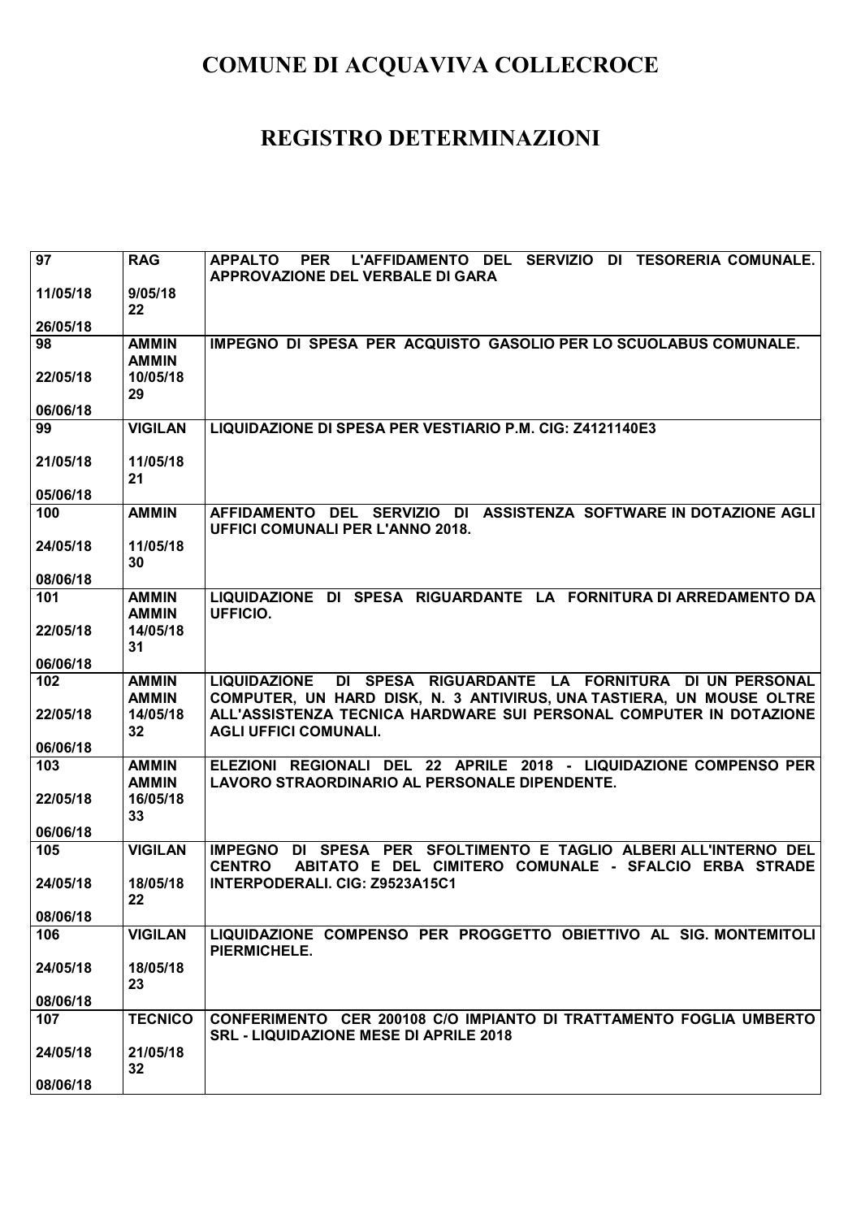# COMUNE DI ACQUAVIVA COLLECROCE

# REGISTRO DETERMINAZIONI

| | | |
|---|---|---|
| 97<br><br>11/05/18<br><br>26/05/18 | RAG<br><br>9/05/18<br>22 | APPALTO PER L'AFFIDAMENTO DEL SERVIZIO DI TESORERIA COMUNALE. APPROVAZIONE DEL VERBALE DI GARA |
| 98<br><br>22/05/18<br><br>06/06/18 | AMMIN<br>AMMIN<br>10/05/18<br>29 | IMPEGNO DI SPESA PER ACQUISTO GASOLIO PER LO SCUOLABUS COMUNALE. |
| 99<br><br>21/05/18<br><br>05/06/18 | VIGILAN<br><br>11/05/18<br>21 | LIQUIDAZIONE DI SPESA PER VESTIARIO P.M. CIG: Z4121140E3 |
| 100<br><br>24/05/18<br><br>08/06/18 | AMMIN<br><br>11/05/18<br>30 | AFFIDAMENTO DEL SERVIZIO DI ASSISTENZA SOFTWARE IN DOTAZIONE AGLI UFFICI COMUNALI PER L'ANNO 2018. |
| 101<br><br>22/05/18<br><br>06/06/18 | AMMIN<br>AMMIN<br>14/05/18<br>31 | LIQUIDAZIONE DI SPESA RIGUARDANTE LA FORNITURA DI ARREDAMENTO DA UFFICIO. |
| 102<br><br>22/05/18<br><br>06/06/18 | AMMIN<br>AMMIN<br>14/05/18<br>32 | LIQUIDAZIONE DI SPESA RIGUARDANTE LA FORNITURA DI UN PERSONAL COMPUTER, UN HARD DISK, N. 3 ANTIVIRUS, UNA TASTIERA, UN MOUSE OLTRE ALL'ASSISTENZA TECNICA HARDWARE SUI PERSONAL COMPUTER IN DOTAZIONE AGLI UFFICI COMUNALI. |
| 103<br><br>22/05/18<br><br>06/06/18 | AMMIN<br>AMMIN<br>16/05/18<br>33 | ELEZIONI REGIONALI DEL 22 APRILE 2018 - LIQUIDAZIONE COMPENSO PER LAVORO STRAORDINARIO AL PERSONALE DIPENDENTE. |
| 105<br><br>24/05/18<br><br>08/06/18 | VIGILAN<br><br>18/05/18<br>22 | IMPEGNO DI SPESA PER SFOLTIMENTO E TAGLIO ALBERI ALL'INTERNO DEL CENTRO ABITATO E DEL CIMITERO COMUNALE - SFALCIO ERBA STRADE INTERPODERALI. CIG: Z9523A15C1 |
| 106<br><br>24/05/18<br><br>08/06/18 | VIGILAN<br><br>18/05/18<br>23 | LIQUIDAZIONE COMPENSO PER PROGGETTO OBIETTIVO AL SIG. MONTEMITOLI PIERMICHELE. |
| 107<br><br>24/05/18<br><br>08/06/18 | TECNICO<br><br>21/05/18<br>32 | CONFERIMENTO CER 200108 C/O IMPIANTO DI TRATTAMENTO FOGLIA UMBERTO SRL - LIQUIDAZIONE MESE DI APRILE 2018 |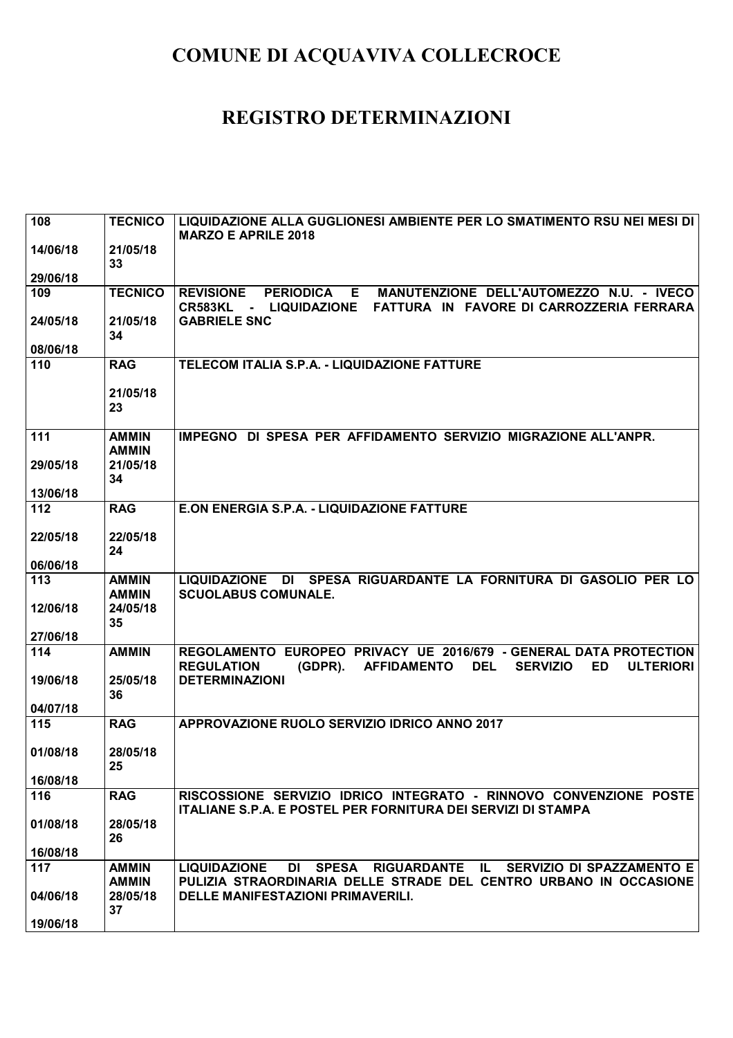# COMUNE DI ACQUAVIVA COLLECROCE

# REGISTRO DETERMINAZIONI

| | | |
|---|---|---|
| 108<br>14/06/18<br>29/06/18 | TECNICO<br>21/05/18<br>33 | LIQUIDAZIONE ALLA GUGLIONESI AMBIENTE PER LO SMATIMENTO RSU NEI MESI DI MARZO E APRILE 2018 |
| 109<br>24/05/18<br>08/06/18 | TECNICO<br>21/05/18<br>34 | REVISIONE PERIODICA E MANUTENZIONE DELL'AUTOMEZZO N.U. - IVECO CR583KL - LIQUIDAZIONE FATTURA IN FAVORE DI CARROZZERIA FERRARA GABRIELE SNC |
| 110 | RAG<br>21/05/18<br>23 | TELECOM ITALIA S.P.A. - LIQUIDAZIONE FATTURE |
| 111<br>29/05/18<br>13/06/18 | AMMIN<br>AMMIN<br>21/05/18<br>34 | IMPEGNO DI SPESA PER AFFIDAMENTO SERVIZIO MIGRAZIONE ALL'ANPR. |
| 112<br>22/05/18<br>06/06/18 | RAG<br>22/05/18<br>24 | E.ON ENERGIA S.P.A. - LIQUIDAZIONE FATTURE |
| 113<br>12/06/18<br>27/06/18 | AMMIN<br>AMMIN<br>24/05/18<br>35 | LIQUIDAZIONE DI SPESA RIGUARDANTE LA FORNITURA DI GASOLIO PER LO SCUOLABUS COMUNALE. |
| 114<br>19/06/18<br>04/07/18 | AMMIN<br>25/05/18<br>36 | REGOLAMENTO EUROPEO PRIVACY UE 2016/679 - GENERAL DATA PROTECTION REGULATION (GDPR). AFFIDAMENTO DEL SERVIZIO ED ULTERIORI DETERMINAZIONI |
| 115<br>01/08/18<br>16/08/18 | RAG<br>28/05/18<br>25 | APPROVAZIONE RUOLO SERVIZIO IDRICO ANNO 2017 |
| 116<br>01/08/18<br>16/08/18 | RAG<br>28/05/18<br>26 | RISCOSSIONE SERVIZIO IDRICO INTEGRATO - RINNOVO CONVENZIONE POSTE ITALIANE S.P.A. E POSTEL PER FORNITURA DEI SERVIZI DI STAMPA |
| 117<br>04/06/18<br>19/06/18 | AMMIN<br>AMMIN<br>28/05/18<br>37 | LIQUIDAZIONE DI SPESA RIGUARDANTE IL SERVIZIO DI SPAZZAMENTO E PULIZIA STRAORDINARIA DELLE STRADE DEL CENTRO URBANO IN OCCASIONE DELLE MANIFESTAZIONI PRIMAVERILI. |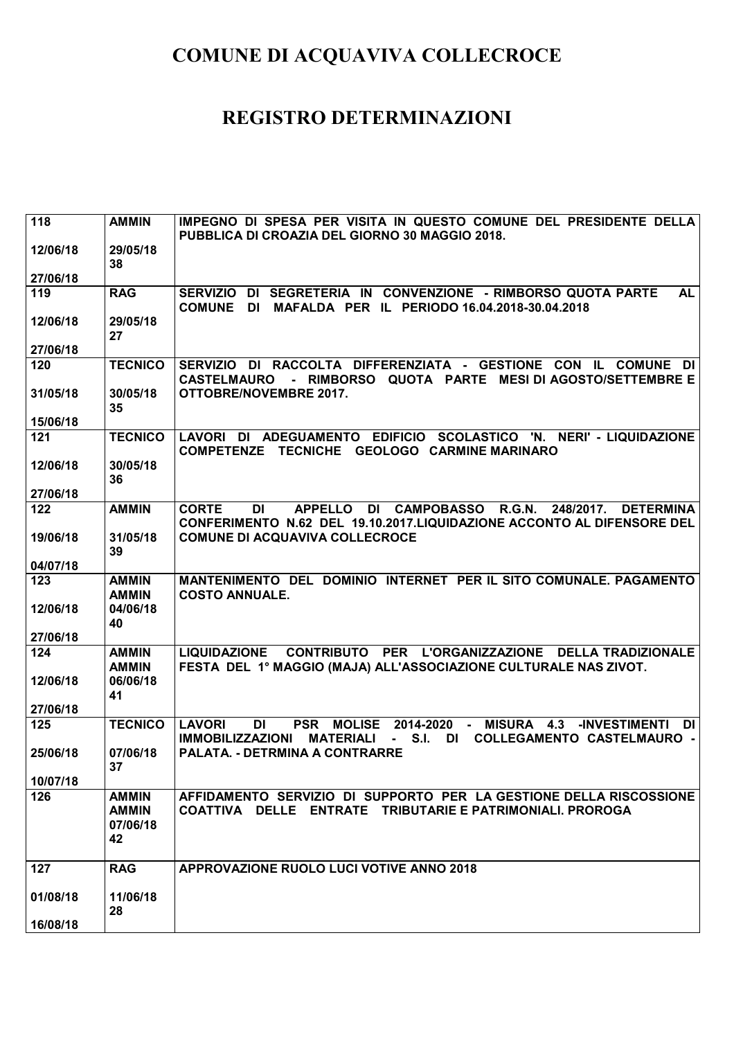# COMUNE DI ACQUAVIVA COLLECROCE

# REGISTRO DETERMINAZIONI

| | | |
|---|---|---|
| 118<br><br>12/06/18<br><br>27/06/18 | AMMIN<br><br>29/05/18<br>38 | IMPEGNO DI SPESA PER VISITA IN QUESTO COMUNE DEL PRESIDENTE DELLA PUBBLICA DI CROAZIA DEL GIORNO 30 MAGGIO 2018. |
| 119<br><br>12/06/18<br><br>27/06/18 | RAG<br><br>29/05/18<br>27 | SERVIZIO DI SEGRETERIA IN CONVENZIONE - RIMBORSO QUOTA PARTE AL COMUNE DI MAFALDA PER IL PERIODO 16.04.2018-30.04.2018 |
| 120<br><br>31/05/18<br><br>15/06/18 | TECNICO<br><br>30/05/18<br>35 | SERVIZIO DI RACCOLTA DIFFERENZIATA - GESTIONE CON IL COMUNE DI CASTELMAURO - RIMBORSO QUOTA PARTE MESI DI AGOSTO/SETTEMBRE E OTTOBRE/NOVEMBRE 2017. |
| 121<br><br>12/06/18<br><br>27/06/18 | TECNICO<br><br>30/05/18<br>36 | LAVORI DI ADEGUAMENTO EDIFICIO SCOLASTICO 'N. NERI' - LIQUIDAZIONE COMPETENZE TECNICHE GEOLOGO CARMINE MARINARO |
| 122<br><br>19/06/18<br><br>04/07/18 | AMMIN<br><br>31/05/18<br>39 | CORTE DI APPELLO DI CAMPOBASSO R.G.N. 248/2017. DETERMINA CONFERIMENTO N.62 DEL 19.10.2017.LIQUIDAZIONE ACCONTO AL DIFENSORE DEL COMUNE DI ACQUAVIVA COLLECROCE |
| 123<br><br>12/06/18<br><br>27/06/18 | AMMIN<br>AMMIN<br>04/06/18<br>40 | MANTENIMENTO DEL DOMINIO INTERNET PER IL SITO COMUNALE. PAGAMENTO COSTO ANNUALE. |
| 124<br><br>12/06/18<br><br>27/06/18 | AMMIN<br>AMMIN<br>06/06/18<br>41 | LIQUIDAZIONE CONTRIBUTO PER L'ORGANIZZAZIONE DELLA TRADIZIONALE FESTA DEL 1° MAGGIO (MAJA) ALL'ASSOCIAZIONE CULTURALE NAS ZIVOT. |
| 125<br><br>25/06/18<br><br>10/07/18 | TECNICO<br><br>07/06/18<br>37 | LAVORI DI PSR MOLISE 2014-2020 - MISURA 4.3 -INVESTIMENTI DI IMMOBILIZZAZIONI MATERIALI - S.I. DI COLLEGAMENTO CASTELMAURO - PALATA. - DETRMINA A CONTRARRE |
| 126 | AMMIN<br>AMMIN<br>07/06/18<br>42 | AFFIDAMENTO SERVIZIO DI SUPPORTO PER LA GESTIONE DELLA RISCOSSIONE COATTIVA DELLE ENTRATE TRIBUTARIE E PATRIMONIALI. PROROGA |
| 127<br><br>01/08/18<br><br>16/08/18 | RAG<br><br>11/06/18<br>28 | APPROVAZIONE RUOLO LUCI VOTIVE ANNO 2018 |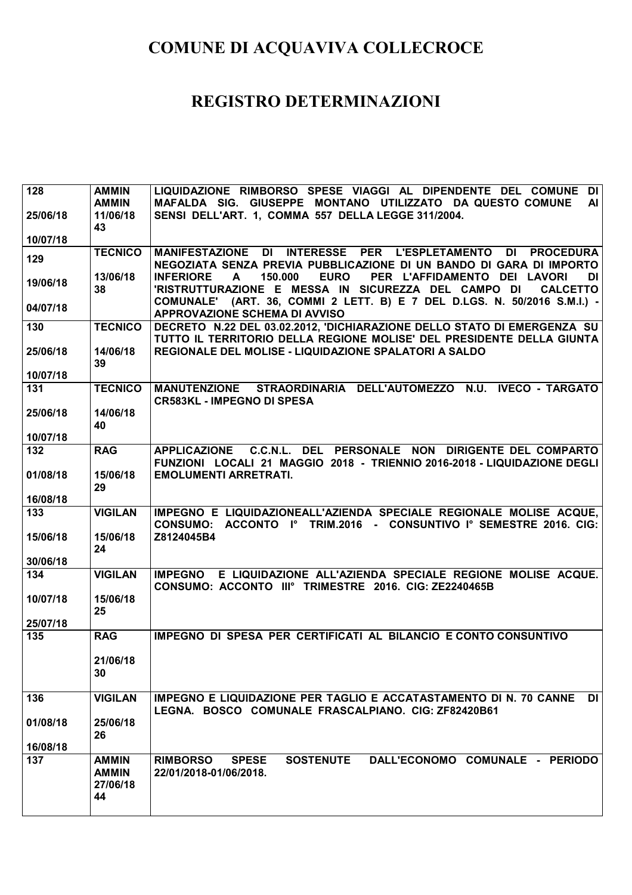# COMUNE DI ACQUAVIVA COLLECROCE

# REGISTRO DETERMINAZIONI

| | | |
|---|---|---|
| 128<br><br>25/06/18<br><br>10/07/18 | AMMIN<br>AMMIN<br>11/06/18<br>43 | LIQUIDAZIONE RIMBORSO SPESE VIAGGI AL DIPENDENTE DEL COMUNE DI MAFALDA SIG. GIUSEPPE MONTANO UTILIZZATO DA QUESTO COMUNE AI SENSI DELL'ART. 1, COMMA 557 DELLA LEGGE 311/2004. |
| 129<br><br>19/06/18<br><br>04/07/18 | TECNICO<br><br>13/06/18<br>38 | MANIFESTAZIONE DI INTERESSE PER L'ESPLETAMENTO DI PROCEDURA NEGOZIATA SENZA PREVIA PUBBLICAZIONE DI UN BANDO DI GARA DI IMPORTO INFERIORE A 150.000 EURO PER L'AFFIDAMENTO DEI LAVORI DI 'RISTRUTTURAZIONE E MESSA IN SICUREZZA DEL CAMPO DI CALCETTO COMUNALE' (ART. 36, COMMI 2 LETT. B) E 7 DEL D.LGS. N. 50/2016 S.M.I.) - APPROVAZIONE SCHEMA DI AVVISO |
| 130<br><br>25/06/18<br><br>10/07/18 | TECNICO<br><br>14/06/18<br>39 | DECRETO N.22 DEL 03.02.2012, 'DICHIARAZIONE DELLO STATO DI EMERGENZA SU TUTTO IL TERRITORIO DELLA REGIONE MOLISE' DEL PRESIDENTE DELLA GIUNTA REGIONALE DEL MOLISE - LIQUIDAZIONE SPALATORI A SALDO |
| 131<br><br>25/06/18<br><br>10/07/18 | TECNICO<br><br>14/06/18<br>40 | MANUTENZIONE STRAORDINARIA DELL'AUTOMEZZO N.U. IVECO - TARGATO CR583KL - IMPEGNO DI SPESA |
| 132<br><br>01/08/18<br><br>16/08/18 | RAG<br><br>15/06/18<br>29 | APPLICAZIONE C.C.N.L. DEL PERSONALE NON DIRIGENTE DEL COMPARTO FUNZIONI LOCALI 21 MAGGIO 2018 - TRIENNIO 2016-2018 - LIQUIDAZIONE DEGLI EMOLUMENTI ARRETRATI. |
| 133<br><br>15/06/18<br><br>30/06/18 | VIGILAN<br><br>15/06/18<br>24 | IMPEGNO E LIQUIDAZIONEALL'AZIENDA SPECIALE REGIONALE MOLISE ACQUE, CONSUMO: ACCONTO I° TRIM.2016 - CONSUNTIVO I° SEMESTRE 2016. CIG: Z8124045B4 |
| 134<br><br>10/07/18<br><br>25/07/18 | VIGILAN<br><br>15/06/18<br>25 | IMPEGNO E LIQUIDAZIONE ALL'AZIENDA SPECIALE REGIONE MOLISE ACQUE. CONSUMO: ACCONTO III° TRIMESTRE 2016. CIG: ZE2240465B |
| 135 | RAG<br><br>21/06/18<br>30 | IMPEGNO DI SPESA PER CERTIFICATI AL BILANCIO E CONTO CONSUNTIVO |
| 136<br><br>01/08/18<br><br>16/08/18 | VIGILAN<br><br>25/06/18<br>26 | IMPEGNO E LIQUIDAZIONE PER TAGLIO E ACCATASTAMENTO DI N. 70 CANNE DI LEGNA. BOSCO COMUNALE FRASCALPIANO. CIG: ZF82420B61 |
| 137 | AMMIN<br>AMMIN<br>27/06/18<br>44 | RIMBORSO SPESE SOSTENUTE DALL'ECONOMO COMUNALE - PERIODO 22/01/2018-01/06/2018. |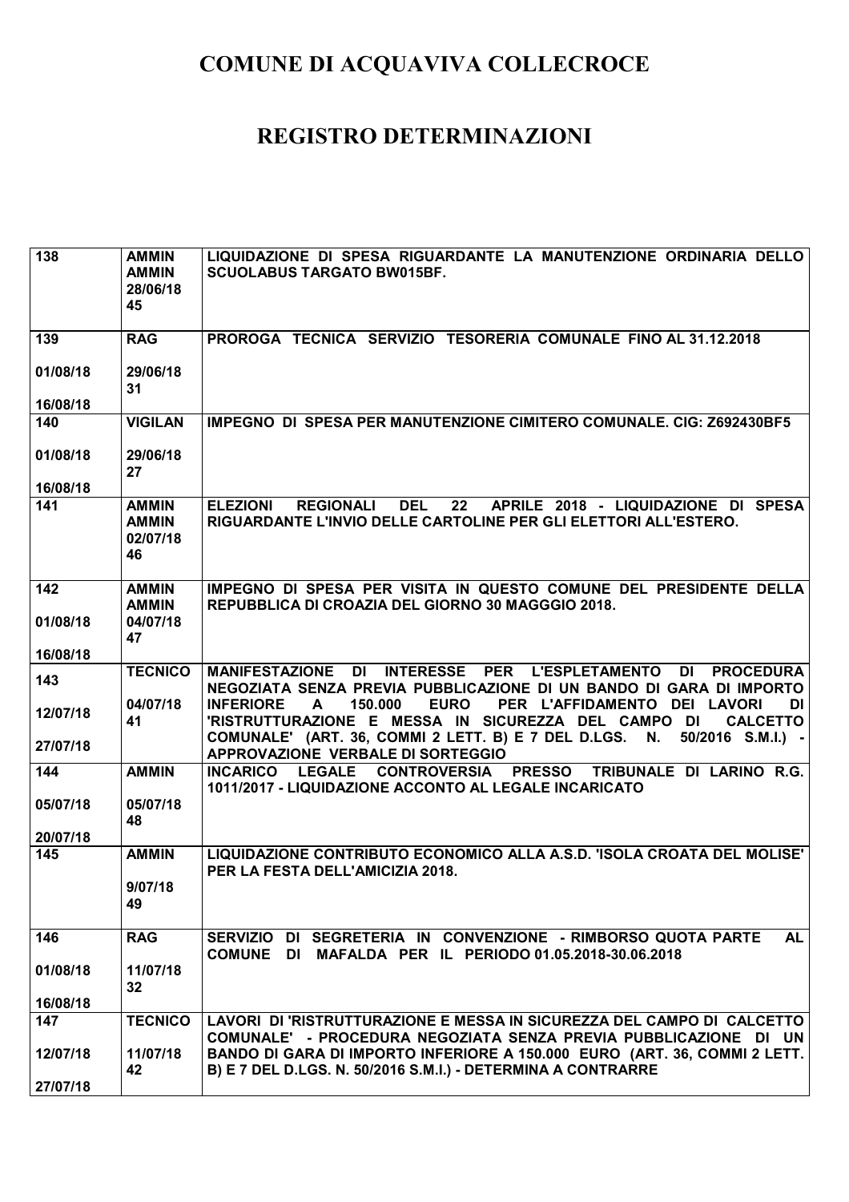# COMUNE DI ACQUAVIVA COLLECROCE

# REGISTRO DETERMINAZIONI

| | | |
|---|---|---|
| 138 | AMMIN<br>AMMIN<br>28/06/18<br>45 | LIQUIDAZIONE DI SPESA RIGUARDANTE LA MANUTENZIONE ORDINARIA DELLO SCUOLABUS TARGATO BW015BF. |
| 139<br>01/08/18<br>16/08/18 | RAG<br>29/06/18<br>31 | PROROGA TECNICA SERVIZIO TESORERIA COMUNALE FINO AL 31.12.2018 |
| 140<br>01/08/18<br>16/08/18 | VIGILAN<br>29/06/18<br>27 | IMPEGNO DI SPESA PER MANUTENZIONE CIMITERO COMUNALE. CIG: Z692430BF5 |
| 141 | AMMIN<br>AMMIN<br>02/07/18<br>46 | ELEZIONI REGIONALI DEL 22 APRILE 2018 - LIQUIDAZIONE DI SPESA RIGUARDANTE L'INVIO DELLE CARTOLINE PER GLI ELETTORI ALL'ESTERO. |
| 142<br>01/08/18<br>16/08/18 | AMMIN<br>AMMIN<br>04/07/18<br>47 | IMPEGNO DI SPESA PER VISITA IN QUESTO COMUNE DEL PRESIDENTE DELLA REPUBBLICA DI CROAZIA DEL GIORNO 30 MAGGGIO 2018. |
| 143<br>12/07/18<br>27/07/18 | TECNICO<br>04/07/18<br>41 | MANIFESTAZIONE DI INTERESSE PER L'ESPLETAMENTO DI PROCEDURA NEGOZIATA SENZA PREVIA PUBBLICAZIONE DI UN BANDO DI GARA DI IMPORTO INFERIORE A 150.000 EURO PER L'AFFIDAMENTO DEI LAVORI DI 'RISTRUTTURAZIONE E MESSA IN SICUREZZA DEL CAMPO DI CALCETTO COMUNALE' (ART. 36, COMMI 2 LETT. B) E 7 DEL D.LGS. N. 50/2016 S.M.I.) - APPROVAZIONE VERBALE DI SORTEGGIO |
| 144<br>05/07/18<br>20/07/18 | AMMIN<br>05/07/18<br>48 | INCARICO LEGALE CONTROVERSIA PRESSO TRIBUNALE DI LARINO R.G. 1011/2017 - LIQUIDAZIONE ACCONTO AL LEGALE INCARICATO |
| 145 | AMMIN<br>9/07/18<br>49 | LIQUIDAZIONE CONTRIBUTO ECONOMICO ALLA A.S.D. 'ISOLA CROATA DEL MOLISE' PER LA FESTA DELL'AMICIZIA 2018. |
| 146<br>01/08/18<br>16/08/18 | RAG<br>11/07/18<br>32 | SERVIZIO DI SEGRETERIA IN CONVENZIONE - RIMBORSO QUOTA PARTE AL COMUNE DI MAFALDA PER IL PERIODO 01.05.2018-30.06.2018 |
| 147<br>12/07/18<br>27/07/18 | TECNICO<br>11/07/18<br>42 | LAVORI DI 'RISTRUTTURAZIONE E MESSA IN SICUREZZA DEL CAMPO DI CALCETTO COMUNALE' - PROCEDURA NEGOZIATA SENZA PREVIA PUBBLICAZIONE DI UN BANDO DI GARA DI IMPORTO INFERIORE A 150.000 EURO (ART. 36, COMMI 2 LETT. B) E 7 DEL D.LGS. N. 50/2016 S.M.I.) - DETERMINA A CONTRARRE |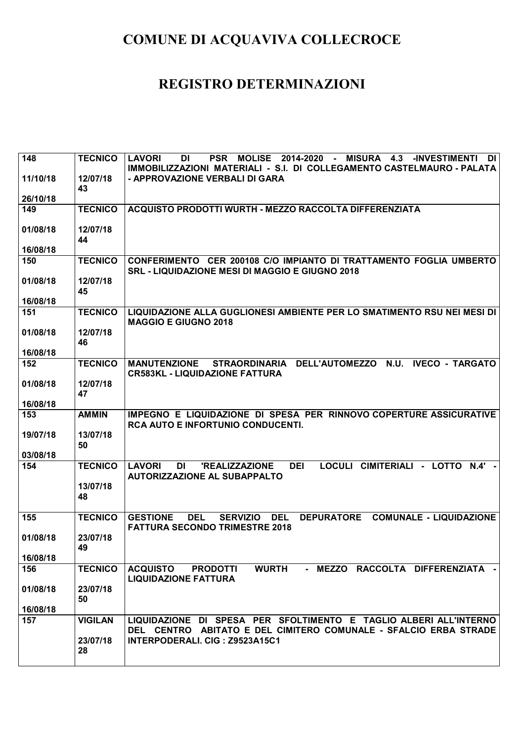# COMUNE DI ACQUAVIVA COLLECROCE

# REGISTRO DETERMINAZIONI

| | | |
|---|---|---|
| 148<br><br>11/10/18<br><br>26/10/18 | TECNICO<br><br>12/07/18<br>43 | LAVORI DI PSR MOLISE 2014-2020 - MISURA 4.3 -INVESTIMENTI DI IMMOBILIZZAZIONI MATERIALI - S.I. DI COLLEGAMENTO CASTELMAURO - PALATA - APPROVAZIONE VERBALI DI GARA |
| 149<br><br>01/08/18<br><br>16/08/18 | TECNICO<br><br>12/07/18<br>44 | ACQUISTO PRODOTTI WURTH - MEZZO RACCOLTA DIFFERENZIATA |
| 150<br><br>01/08/18<br><br>16/08/18 | TECNICO<br><br>12/07/18<br>45 | CONFERIMENTO CER 200108 C/O IMPIANTO DI TRATTAMENTO FOGLIA UMBERTO SRL - LIQUIDAZIONE MESI DI MAGGIO E GIUGNO 2018 |
| 151<br><br>01/08/18<br><br>16/08/18 | TECNICO<br><br>12/07/18<br>46 | LIQUIDAZIONE ALLA GUGLIONESI AMBIENTE PER LO SMATIMENTO RSU NEI MESI DI MAGGIO E GIUGNO 2018 |
| 152<br><br>01/08/18<br><br>16/08/18 | TECNICO<br><br>12/07/18<br>47 | MANUTENZIONE STRAORDINARIA DELL'AUTOMEZZO N.U. IVECO - TARGATO CR583KL - LIQUIDAZIONE FATTURA |
| 153<br><br>19/07/18<br><br>03/08/18 | AMMIN<br><br>13/07/18<br>50 | IMPEGNO E LIQUIDAZIONE DI SPESA PER RINNOVO COPERTURE ASSICURATIVE RCA AUTO E INFORTUNIO CONDUCENTI. |
| 154 | TECNICO<br><br>13/07/18<br>48 | LAVORI DI 'REALIZZAZIONE DEI LOCULI CIMITERIALI - LOTTO N.4' - AUTORIZZAZIONE AL SUBAPPALTO |
| 155<br><br>01/08/18<br><br>16/08/18 | TECNICO<br><br>23/07/18<br>49 | GESTIONE DEL SERVIZIO DEL DEPURATORE COMUNALE - LIQUIDAZIONE FATTURA SECONDO TRIMESTRE 2018 |
| 156<br><br>01/08/18<br><br>16/08/18 | TECNICO<br><br>23/07/18<br>50 | ACQUISTO PRODOTTI WURTH - MEZZO RACCOLTA DIFFERENZIATA - LIQUIDAZIONE FATTURA |
| 157 | VIGILAN<br><br>23/07/18<br>28 | LIQUIDAZIONE DI SPESA PER SFOLTIMENTO E TAGLIO ALBERI ALL'INTERNO DEL CENTRO ABITATO E DEL CIMITERO COMUNALE - SFALCIO ERBA STRADE INTERPODERALI. CIG : Z9523A15C1 |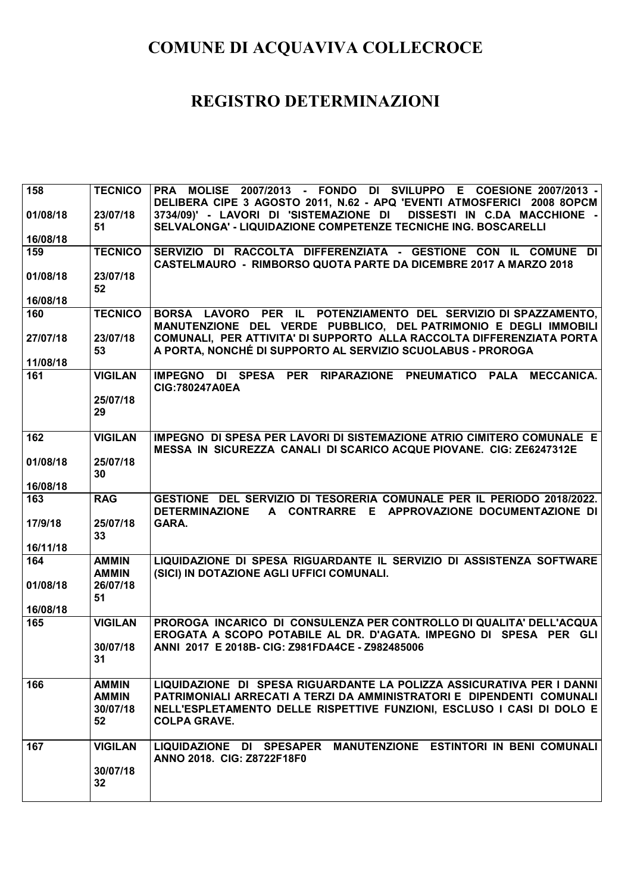# COMUNE DI ACQUAVIVA COLLECROCE

# REGISTRO DETERMINAZIONI

| | | |
|---|---|---|
| 158<br><br>01/08/18<br><br>16/08/18 | TECNICO<br><br>23/07/18<br>51 | PRA MOLISE 2007/2013 - FONDO DI SVILUPPO E COESIONE 2007/2013 - DELIBERA CIPE 3 AGOSTO 2011, N.62 - APQ 'EVENTI ATMOSFERICI 2008 8OPCM 3734/09)' - LAVORI DI 'SISTEMAZIONE DI DISSESTI IN C.DA MACCHIONE - SELVALONGA' - LIQUIDAZIONE COMPETENZE TECNICHE ING. BOSCARELLI |
| 159<br><br>01/08/18<br><br>16/08/18 | TECNICO<br><br>23/07/18<br>52 | SERVIZIO DI RACCOLTA DIFFERENZIATA - GESTIONE CON IL COMUNE DI CASTELMAURO - RIMBORSO QUOTA PARTE DA DICEMBRE 2017 A MARZO 2018 |
| 160<br><br>27/07/18<br><br>11/08/18 | TECNICO<br><br>23/07/18<br>53 | BORSA LAVORO PER IL POTENZIAMENTO DEL SERVIZIO DI SPAZZAMENTO, MANUTENZIONE DEL VERDE PUBBLICO, DEL PATRIMONIO E DEGLI IMMOBILI COMUNALI, PER ATTIVITA' DI SUPPORTO ALLA RACCOLTA DIFFERENZIATA PORTA A PORTA, NONCHÉ DI SUPPORTO AL SERVIZIO SCUOLABUS - PROROGA |
| 161 | VIGILAN<br><br>25/07/18<br>29 | IMPEGNO DI SPESA PER RIPARAZIONE PNEUMATICO PALA MECCANICA. CIG:780247A0EA |
| 162<br><br>01/08/18<br><br>16/08/18 | VIGILAN<br><br>25/07/18<br>30 | IMPEGNO DI SPESA PER LAVORI DI SISTEMAZIONE ATRIO CIMITERO COMUNALE E MESSA IN SICUREZZA CANALI DI SCARICO ACQUE PIOVANE. CIG: ZE6247312E |
| 163<br><br>17/9/18<br><br>16/11/18 | RAG<br><br>25/07/18<br>33 | GESTIONE DEL SERVIZIO DI TESORERIA COMUNALE PER IL PERIODO 2018/2022. DETERMINAZIONE A CONTRARRE E APPROVAZIONE DOCUMENTAZIONE DI GARA. |
| 164<br><br>01/08/18<br><br>16/08/18 | AMMIN<br>AMMIN<br>26/07/18<br>51 | LIQUIDAZIONE DI SPESA RIGUARDANTE IL SERVIZIO DI ASSISTENZA SOFTWARE (SICI) IN DOTAZIONE AGLI UFFICI COMUNALI. |
| 165 | VIGILAN<br><br>30/07/18<br>31 | PROROGA INCARICO DI CONSULENZA PER CONTROLLO DI QUALITA' DELL'ACQUA EROGATA A SCOPO POTABILE AL DR. D'AGATA. IMPEGNO DI SPESA PER GLI ANNI 2017 E 2018B- CIG: Z981FDA4CE - Z982485006 |
| 166 | AMMIN<br>AMMIN<br>30/07/18<br>52 | LIQUIDAZIONE DI SPESA RIGUARDANTE LA POLIZZA ASSICURATIVA PER I DANNI PATRIMONIALI ARRECATI A TERZI DA AMMINISTRATORI E DIPENDENTI COMUNALI NELL'ESPLETAMENTO DELLE RISPETTIVE FUNZIONI, ESCLUSO I CASI DI DOLO E COLPA GRAVE. |
| 167 | VIGILAN<br><br>30/07/18<br>32 | LIQUIDAZIONE DI SPESAPER MANUTENZIONE ESTINTORI IN BENI COMUNALI ANNO 2018. CIG: Z8722F18F0 |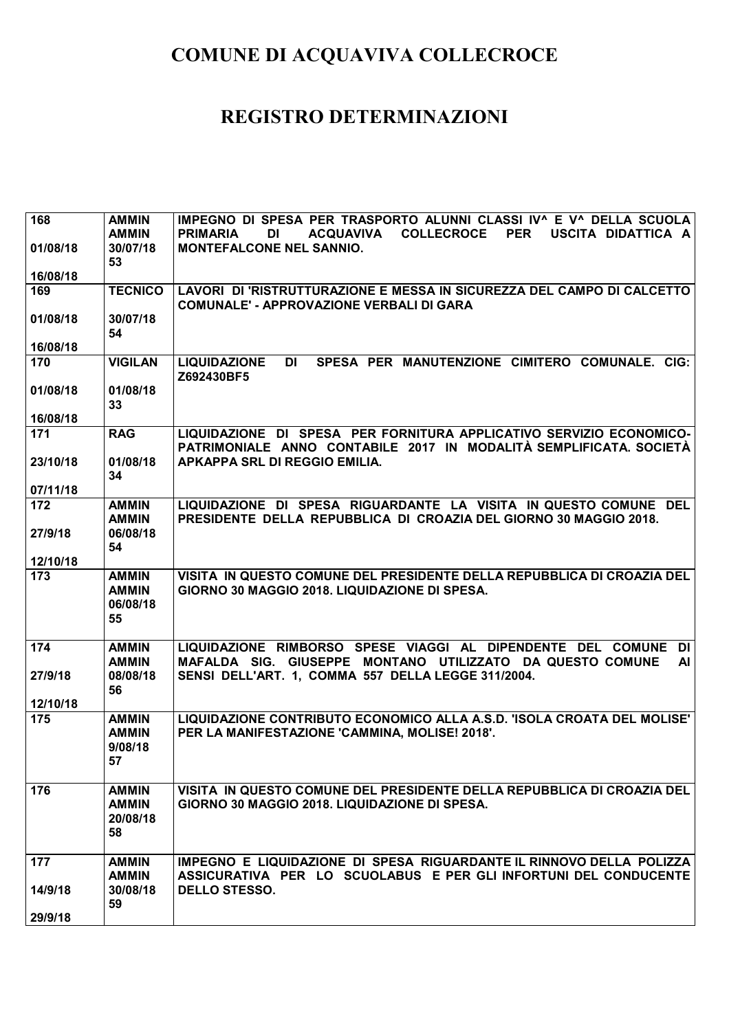# COMUNE DI ACQUAVIVA COLLECROCE

## REGISTRO DETERMINAZIONI

| | | |
|---|---|---|
| 168<br>01/08/18<br>16/08/18 | AMMIN AMMIN<br>30/07/18<br>53 | IMPEGNO DI SPESA PER TRASPORTO ALUNNI CLASSI IV^ E V^ DELLA SCUOLA PRIMARIA DI ACQUAVIVA COLLECROCE PER USCITA DIDATTICA A MONTEFALCONE NEL SANNIO. |
| 169<br>01/08/18<br>16/08/18 | TECNICO<br>30/07/18<br>54 | LAVORI DI 'RISTRUTTURAZIONE E MESSA IN SICUREZZA DEL CAMPO DI CALCETTO COMUNALE' - APPROVAZIONE VERBALI DI GARA |
| 170<br>01/08/18<br>16/08/18 | VIGILAN<br>01/08/18<br>33 | LIQUIDAZIONE DI SPESA PER MANUTENZIONE CIMITERO COMUNALE. CIG: Z692430BF5 |
| 171<br>23/10/18<br>07/11/18 | RAG<br>01/08/18<br>34 | LIQUIDAZIONE DI SPESA PER FORNITURA APPLICATIVO SERVIZIO ECONOMICO-PATRIMONIALE ANNO CONTABILE 2017 IN MODALITÀ SEMPLIFICATA. SOCIETÀ APKAPPA SRL DI REGGIO EMILIA. |
| 172<br>27/9/18<br>12/10/18 | AMMIN AMMIN<br>06/08/18<br>54 | LIQUIDAZIONE DI SPESA RIGUARDANTE LA VISITA IN QUESTO COMUNE DEL PRESIDENTE DELLA REPUBBLICA DI CROAZIA DEL GIORNO 30 MAGGIO 2018. |
| 173 | AMMIN AMMIN<br>06/08/18<br>55 | VISITA IN QUESTO COMUNE DEL PRESIDENTE DELLA REPUBBLICA DI CROAZIA DEL GIORNO 30 MAGGIO 2018. LIQUIDAZIONE DI SPESA. |
| 174<br>27/9/18<br>12/10/18 | AMMIN AMMIN<br>08/08/18<br>56 | LIQUIDAZIONE RIMBORSO SPESE VIAGGI AL DIPENDENTE DEL COMUNE DI MAFALDA SIG. GIUSEPPE MONTANO UTILIZZATO DA QUESTO COMUNE AI SENSI DELL'ART. 1, COMMA 557 DELLA LEGGE 311/2004. |
| 175 | AMMIN AMMIN<br>9/08/18<br>57 | LIQUIDAZIONE CONTRIBUTO ECONOMICO ALLA A.S.D. 'ISOLA CROATA DEL MOLISE' PER LA MANIFESTAZIONE 'CAMMINA, MOLISE! 2018'. |
| 176 | AMMIN AMMIN<br>20/08/18<br>58 | VISITA IN QUESTO COMUNE DEL PRESIDENTE DELLA REPUBBLICA DI CROAZIA DEL GIORNO 30 MAGGIO 2018. LIQUIDAZIONE DI SPESA. |
| 177<br>14/9/18<br>29/9/18 | AMMIN AMMIN<br>30/08/18<br>59 | IMPEGNO E LIQUIDAZIONE DI SPESA RIGUARDANTE IL RINNOVO DELLA POLIZZA ASSICURATIVA PER LO SCUOLABUS E PER GLI INFORTUNI DEL CONDUCENTE DELLO STESSO. |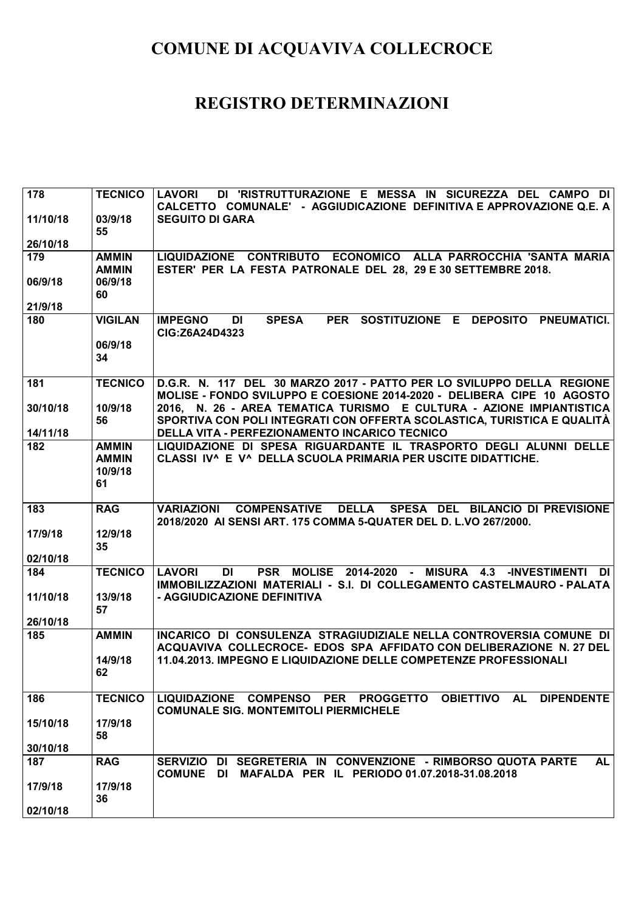# COMUNE DI ACQUAVIVA COLLECROCE

# REGISTRO DETERMINAZIONI

| | | |
|---|---|---|
| 178<br><br>11/10/18<br><br>26/10/18 | TECNICO<br><br>03/9/18<br>55 | LAVORI DI 'RISTRUTTURAZIONE E MESSA IN SICUREZZA DEL CAMPO DI CALCETTO COMUNALE' - AGGIUDICAZIONE DEFINITIVA E APPROVAZIONE Q.E. A SEGUITO DI GARA |
| 179<br><br>06/9/18<br><br>21/9/18 | AMMIN<br>AMMIN<br>06/9/18<br>60 | LIQUIDAZIONE CONTRIBUTO ECONOMICO ALLA PARROCCHIA 'SANTA MARIA ESTER' PER LA FESTA PATRONALE DEL 28, 29 E 30 SETTEMBRE 2018. |
| 180 | VIGILAN<br><br>06/9/18<br>34 | IMPEGNO DI SPESA PER SOSTITUZIONE E DEPOSITO PNEUMATICI. CIG:Z6A24D4323 |
| 181<br><br>30/10/18<br><br>14/11/18 | TECNICO<br><br>10/9/18<br>56 | D.G.R. N. 117 DEL 30 MARZO 2017 - PATTO PER LO SVILUPPO DELLA REGIONE MOLISE - FONDO SVILUPPO E COESIONE 2014-2020 - DELIBERA CIPE 10 AGOSTO 2016, N. 26 - AREA TEMATICA TURISMO E CULTURA - AZIONE IMPIANTISTICA SPORTIVA CON POLI INTEGRATI CON OFFERTA SCOLASTICA, TURISTICA E QUALITÀ DELLA VITA - PERFEZIONAMENTO INCARICO TECNICO |
| 182 | AMMIN<br>AMMIN<br>10/9/18<br>61 | LIQUIDAZIONE DI SPESA RIGUARDANTE IL TRASPORTO DEGLI ALUNNI DELLE CLASSI IV^ E V^ DELLA SCUOLA PRIMARIA PER USCITE DIDATTICHE. |
| 183<br><br>17/9/18<br><br>02/10/18 | RAG<br><br>12/9/18<br>35 | VARIAZIONI COMPENSATIVE DELLA SPESA DEL BILANCIO DI PREVISIONE 2018/2020 AI SENSI ART. 175 COMMA 5-QUATER DEL D. L.VO 267/2000. |
| 184<br><br>11/10/18<br><br>26/10/18 | TECNICO<br><br>13/9/18<br>57 | LAVORI DI PSR MOLISE 2014-2020 - MISURA 4.3 -INVESTIMENTI DI IMMOBILIZZAZIONI MATERIALI - S.I. DI COLLEGAMENTO CASTELMAURO - PALATA - AGGIUDICAZIONE DEFINITIVA |
| 185 | AMMIN<br><br>14/9/18<br>62 | INCARICO DI CONSULENZA STRAGIUDIZIALE NELLA CONTROVERSIA COMUNE DI ACQUAVIVA COLLECROCE- EDOS SPA AFFIDATO CON DELIBERAZIONE N. 27 DEL 11.04.2013. IMPEGNO E LIQUIDAZIONE DELLE COMPETENZE PROFESSIONALI |
| 186<br><br>15/10/18<br><br>30/10/18 | TECNICO<br><br>17/9/18<br>58 | LIQUIDAZIONE COMPENSO PER PROGGETTO OBIETTIVO AL DIPENDENTE COMUNALE SIG. MONTEMITOLI PIERMICHELE |
| 187<br><br>17/9/18<br><br>02/10/18 | RAG<br><br>17/9/18<br>36 | SERVIZIO DI SEGRETERIA IN CONVENZIONE - RIMBORSO QUOTA PARTE AL COMUNE DI MAFALDA PER IL PERIODO 01.07.2018-31.08.2018 |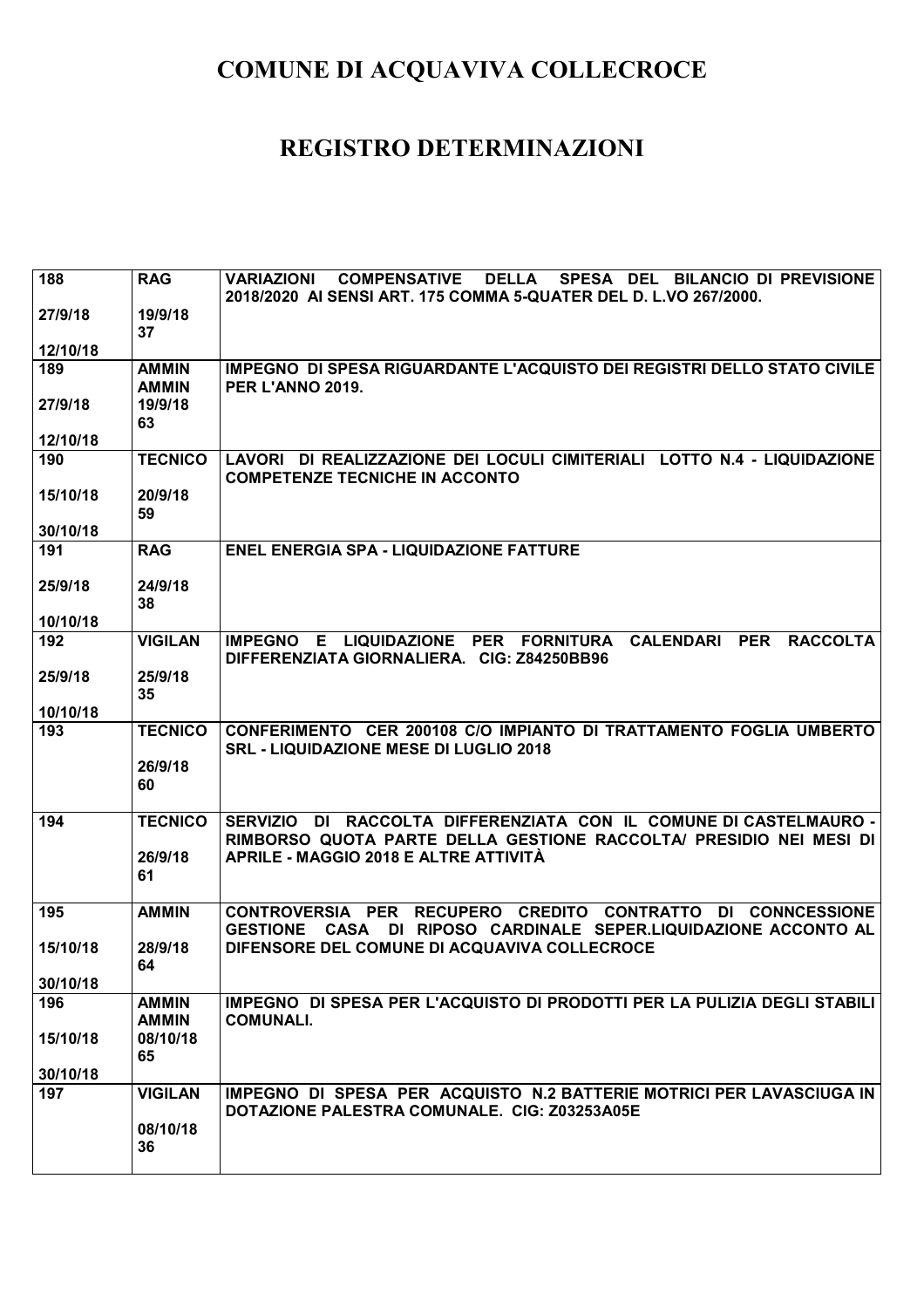# COMUNE DI ACQUAVIVA COLLECROCE

# REGISTRO DETERMINAZIONI

| | | |
|---|---|---|
| 188<br><br>27/9/18<br><br>12/10/18 | RAG<br><br>19/9/18<br>37 | VARIAZIONI COMPENSATIVE DELLA SPESA DEL BILANCIO DI PREVISIONE 2018/2020 AI SENSI ART. 175 COMMA 5-QUATER DEL D. L.VO 267/2000. |
| 189<br><br>27/9/18<br><br>12/10/18 | AMMIN<br>AMMIN<br>19/9/18<br>63 | IMPEGNO DI SPESA RIGUARDANTE L'ACQUISTO DEI REGISTRI DELLO STATO CIVILE PER L'ANNO 2019. |
| 190<br><br>15/10/18<br><br>30/10/18 | TECNICO<br><br>20/9/18<br>59 | LAVORI DI REALIZZAZIONE DEI LOCULI CIMITERIALI LOTTO N.4 - LIQUIDAZIONE COMPETENZE TECNICHE IN ACCONTO |
| 191<br><br>25/9/18<br><br>10/10/18 | RAG<br><br>24/9/18<br>38 | ENEL ENERGIA SPA - LIQUIDAZIONE FATTURE |
| 192<br><br>25/9/18<br><br>10/10/18 | VIGILAN<br><br>25/9/18<br>35 | IMPEGNO E LIQUIDAZIONE PER FORNITURA CALENDARI PER RACCOLTA DIFFERENZIATA GIORNALIERA. CIG: Z84250BB96 |
| 193 | TECNICO<br><br>26/9/18<br>60 | CONFERIMENTO CER 200108 C/O IMPIANTO DI TRATTAMENTO FOGLIA UMBERTO SRL - LIQUIDAZIONE MESE DI LUGLIO 2018 |
| 194 | TECNICO<br><br>26/9/18<br>61 | SERVIZIO DI RACCOLTA DIFFERENZIATA CON IL COMUNE DI CASTELMAURO - RIMBORSO QUOTA PARTE DELLA GESTIONE RACCOLTA/ PRESIDIO NEI MESI DI APRILE - MAGGIO 2018 E ALTRE ATTIVITÀ |
| 195<br><br>15/10/18<br><br>30/10/18 | AMMIN<br><br>28/9/18<br>64 | CONTROVERSIA PER RECUPERO CREDITO CONTRATTO DI CONNCESSIONE GESTIONE CASA DI RIPOSO CARDINALE SEPER.LIQUIDAZIONE ACCONTO AL DIFENSORE DEL COMUNE DI ACQUAVIVA COLLECROCE |
| 196<br><br>15/10/18<br><br>30/10/18 | AMMIN<br>AMMIN<br>08/10/18<br>65 | IMPEGNO DI SPESA PER L'ACQUISTO DI PRODOTTI PER LA PULIZIA DEGLI STABILI COMUNALI. |
| 197 | VIGILAN<br><br>08/10/18<br>36 | IMPEGNO DI SPESA PER ACQUISTO N.2 BATTERIE MOTRICI PER LAVASCIUGA IN DOTAZIONE PALESTRA COMUNALE. CIG: Z03253A05E |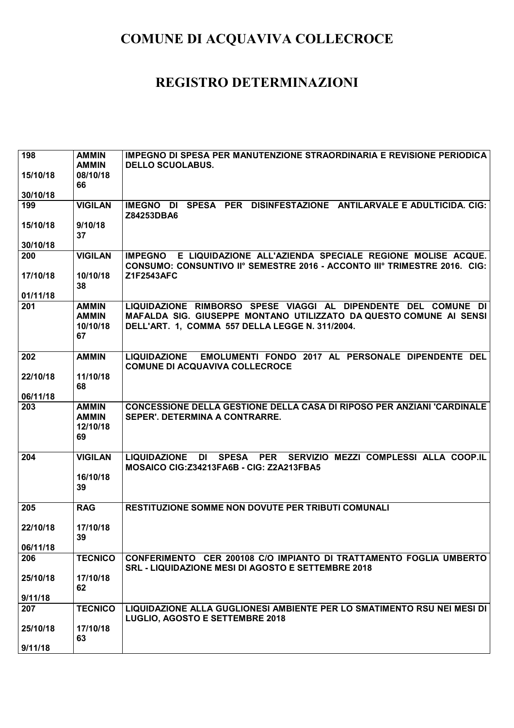# COMUNE DI ACQUAVIVA COLLECROCE

# REGISTRO DETERMINAZIONI

| | | |
|---|---|---|
| 198<br><br>15/10/18<br><br>30/10/18 | AMMIN<br>AMMIN<br>08/10/18<br>66 | IMPEGNO DI SPESA PER MANUTENZIONE STRAORDINARIA E REVISIONE PERIODICA DELLO SCUOLABUS. |
| 199<br><br>15/10/18<br><br>30/10/18 | VIGILAN<br><br>9/10/18<br>37 | IMEGNO DI SPESA PER DISINFESTAZIONE ANTILARVALE E ADULTICIDA. CIG: Z84253DBA6 |
| 200<br><br>17/10/18<br><br>01/11/18 | VIGILAN<br><br>10/10/18<br>38 | IMPEGNO E LIQUIDAZIONE ALL'AZIENDA SPECIALE REGIONE MOLISE ACQUE. CONSUMO: CONSUNTIVO II° SEMESTRE 2016 - ACCONTO III° TRIMESTRE 2016. CIG: Z1F2543AFC |
| 201 | AMMIN<br>AMMIN<br>10/10/18<br>67 | LIQUIDAZIONE RIMBORSO SPESE VIAGGI AL DIPENDENTE DEL COMUNE DI MAFALDA SIG. GIUSEPPE MONTANO UTILIZZATO DA QUESTO COMUNE AI SENSI DELL'ART. 1, COMMA 557 DELLA LEGGE N. 311/2004. |
| 202<br><br>22/10/18<br><br>06/11/18 | AMMIN<br><br>11/10/18<br>68 | LIQUIDAZIONE EMOLUMENTI FONDO 2017 AL PERSONALE DIPENDENTE DEL COMUNE DI ACQUAVIVA COLLECROCE |
| 203 | AMMIN<br>AMMIN<br>12/10/18<br>69 | CONCESSIONE DELLA GESTIONE DELLA CASA DI RIPOSO PER ANZIANI 'CARDINALE SEPER'. DETERMINA A CONTRARRE. |
| 204 | VIGILAN<br><br>16/10/18<br>39 | LIQUIDAZIONE DI SPESA PER SERVIZIO MEZZI COMPLESSI ALLA COOP.IL MOSAICO CIG:Z34213FA6B - CIG: Z2A213FBA5 |
| 205<br><br>22/10/18<br><br>06/11/18 | RAG<br><br>17/10/18<br>39 | RESTITUZIONE SOMME NON DOVUTE PER TRIBUTI COMUNALI |
| 206<br><br>25/10/18<br><br>9/11/18 | TECNICO<br><br>17/10/18<br>62 | CONFERIMENTO CER 200108 C/O IMPIANTO DI TRATTAMENTO FOGLIA UMBERTO SRL - LIQUIDAZIONE MESI DI AGOSTO E SETTEMBRE 2018 |
| 207<br><br>25/10/18<br><br>9/11/18 | TECNICO<br><br>17/10/18<br>63 | LIQUIDAZIONE ALLA GUGLIONESI AMBIENTE PER LO SMATIMENTO RSU NEI MESI DI LUGLIO, AGOSTO E SETTEMBRE 2018 |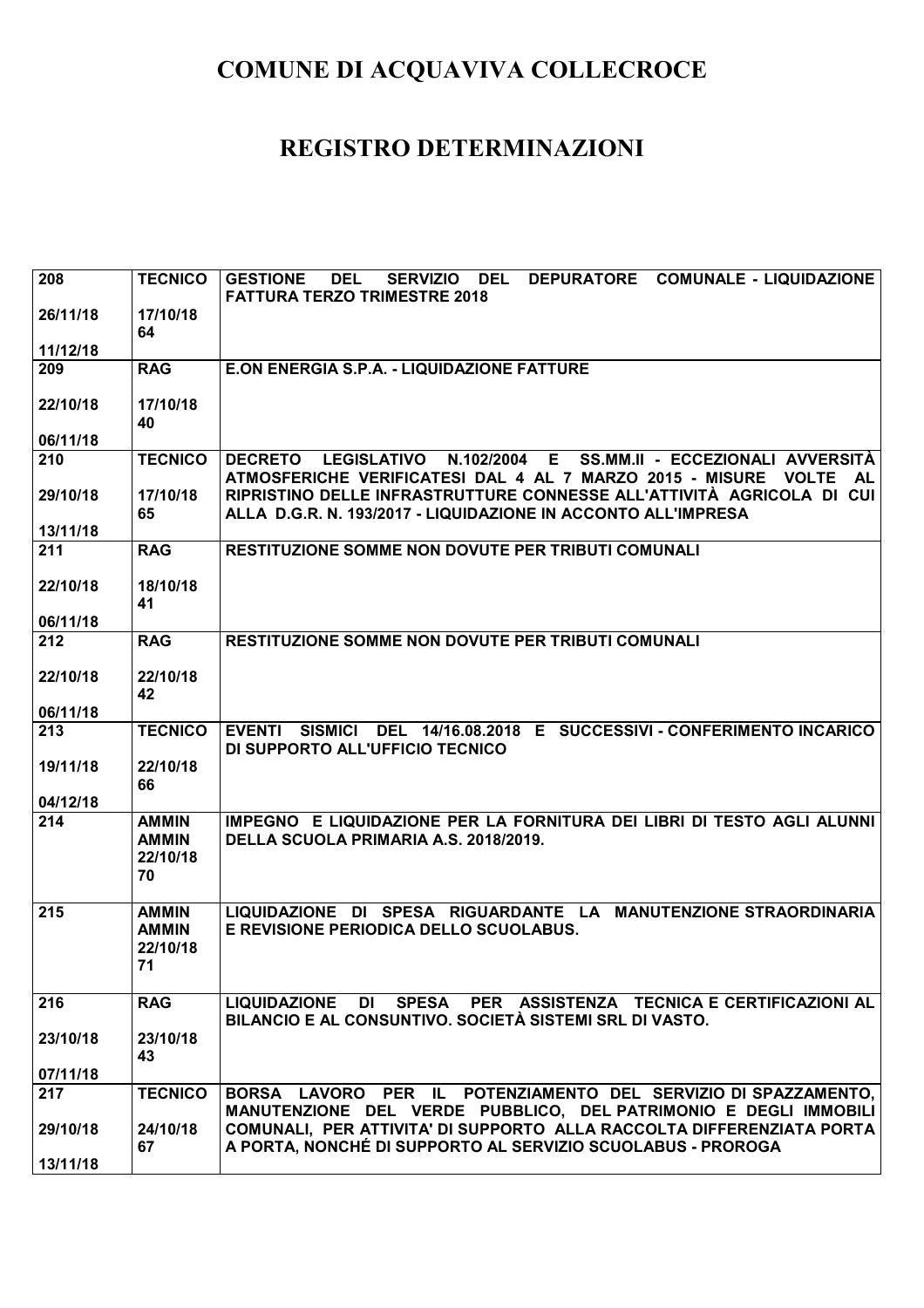# COMUNE DI ACQUAVIVA COLLECROCE

# REGISTRO DETERMINAZIONI

| | | |
|---|---|---|
| 208<br>26/11/18<br>11/12/18 | TECNICO<br>17/10/18<br>64 | GESTIONE DEL SERVIZIO DEL DEPURATORE COMUNALE - LIQUIDAZIONE FATTURA TERZO TRIMESTRE 2018 |
| 209<br>22/10/18<br>06/11/18 | RAG<br>17/10/18<br>40 | E.ON ENERGIA S.P.A. - LIQUIDAZIONE FATTURE |
| 210<br>29/10/18<br>13/11/18 | TECNICO<br>17/10/18<br>65 | DECRETO LEGISLATIVO N.102/2004 E SS.MM.II - ECCEZIONALI AVVERSITÀ ATMOSFERICHE VERIFICATESI DAL 4 AL 7 MARZO 2015 - MISURE VOLTE AL RIPRISTINO DELLE INFRASTRUTTURE CONNESSE ALL'ATTIVITÀ AGRICOLA DI CUI ALLA D.G.R. N. 193/2017 - LIQUIDAZIONE IN ACCONTO ALL'IMPRESA |
| 211<br>22/10/18<br>06/11/18 | RAG<br>18/10/18<br>41 | RESTITUZIONE SOMME NON DOVUTE PER TRIBUTI COMUNALI |
| 212<br>22/10/18<br>06/11/18 | RAG<br>22/10/18<br>42 | RESTITUZIONE SOMME NON DOVUTE PER TRIBUTI COMUNALI |
| 213<br>19/11/18<br>04/12/18 | TECNICO<br>22/10/18<br>66 | EVENTI SISMICI DEL 14/16.08.2018 E SUCCESSIVI - CONFERIMENTO INCARICO DI SUPPORTO ALL'UFFICIO TECNICO |
| 214 | AMMIN<br>AMMIN<br>22/10/18<br>70 | IMPEGNO E LIQUIDAZIONE PER LA FORNITURA DEI LIBRI DI TESTO AGLI ALUNNI DELLA SCUOLA PRIMARIA A.S. 2018/2019. |
| 215 | AMMIN<br>AMMIN<br>22/10/18<br>71 | LIQUIDAZIONE DI SPESA RIGUARDANTE LA MANUTENZIONE STRAORDINARIA E REVISIONE PERIODICA DELLO SCUOLABUS. |
| 216<br>23/10/18<br>07/11/18 | RAG<br>23/10/18<br>43 | LIQUIDAZIONE DI SPESA PER ASSISTENZA TECNICA E CERTIFICAZIONI AL BILANCIO E AL CONSUNTIVO. SOCIETÀ SISTEMI SRL DI VASTO. |
| 217<br>29/10/18<br>13/11/18 | TECNICO<br>24/10/18<br>67 | BORSA LAVORO PER IL POTENZIAMENTO DEL SERVIZIO DI SPAZZAMENTO, MANUTENZIONE DEL VERDE PUBBLICO, DEL PATRIMONIO E DEGLI IMMOBILI COMUNALI, PER ATTIVITA' DI SUPPORTO ALLA RACCOLTA DIFFERENZIATA PORTA A PORTA, NONCHÉ DI SUPPORTO AL SERVIZIO SCUOLABUS - PROROGA |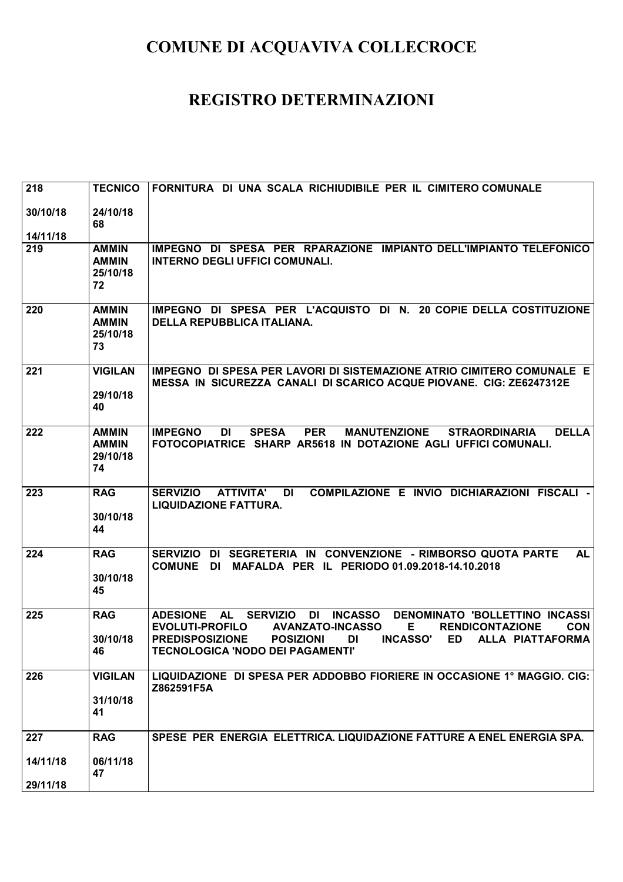# COMUNE DI ACQUAVIVA COLLECROCE

# REGISTRO DETERMINAZIONI

| | | |
|---|---|---|
| 218<br><br>30/10/18<br><br>14/11/18 | TECNICO<br><br>24/10/18<br>68 | FORNITURA DI UNA SCALA RICHIUDIBILE PER IL CIMITERO COMUNALE |
| 219 | AMMIN<br>AMMIN<br>25/10/18<br>72 | IMPEGNO DI SPESA PER RPARAZIONE IMPIANTO DELL'IMPIANTO TELEFONICO INTERNO DEGLI UFFICI COMUNALI. |
| 220 | AMMIN<br>AMMIN<br>25/10/18<br>73 | IMPEGNO DI SPESA PER L'ACQUISTO DI N. 20 COPIE DELLA COSTITUZIONE DELLA REPUBBLICA ITALIANA. |
| 221 | VIGILAN<br><br>29/10/18<br>40 | IMPEGNO DI SPESA PER LAVORI DI SISTEMAZIONE ATRIO CIMITERO COMUNALE E MESSA IN SICUREZZA CANALI DI SCARICO ACQUE PIOVANE. CIG: ZE6247312E |
| 222 | AMMIN<br>AMMIN<br>29/10/18<br>74 | IMPEGNO DI SPESA PER MANUTENZIONE STRAORDINARIA DELLA FOTOCOPIATRICE SHARP AR5618 IN DOTAZIONE AGLI UFFICI COMUNALI. |
| 223 | RAG<br><br>30/10/18<br>44 | SERVIZIO ATTIVITA' DI COMPILAZIONE E INVIO DICHIARAZIONI FISCALI - LIQUIDAZIONE FATTURA. |
| 224 | RAG<br><br>30/10/18<br>45 | SERVIZIO DI SEGRETERIA IN CONVENZIONE - RIMBORSO QUOTA PARTE AL COMUNE DI MAFALDA PER IL PERIODO 01.09.2018-14.10.2018 |
| 225 | RAG<br><br>30/10/18<br>46 | ADESIONE AL SERVIZIO DI INCASSO DENOMINATO 'BOLLETTINO INCASSI EVOLUTI-PROFILO AVANZATO-INCASSO E RENDICONTAZIONE CON PREDISPOSIZIONE POSIZIONI DI INCASSO' ED ALLA PIATTAFORMA TECNOLOGICA 'NODO DEI PAGAMENTI' |
| 226 | VIGILAN<br><br>31/10/18<br>41 | LIQUIDAZIONE DI SPESA PER ADDOBBO FIORIERE IN OCCASIONE 1° MAGGIO. CIG: Z862591F5A |
| 227<br><br>14/11/18<br><br>29/11/18 | RAG<br><br>06/11/18<br>47 | SPESE PER ENERGIA ELETTRICA. LIQUIDAZIONE FATTURE A ENEL ENERGIA SPA. |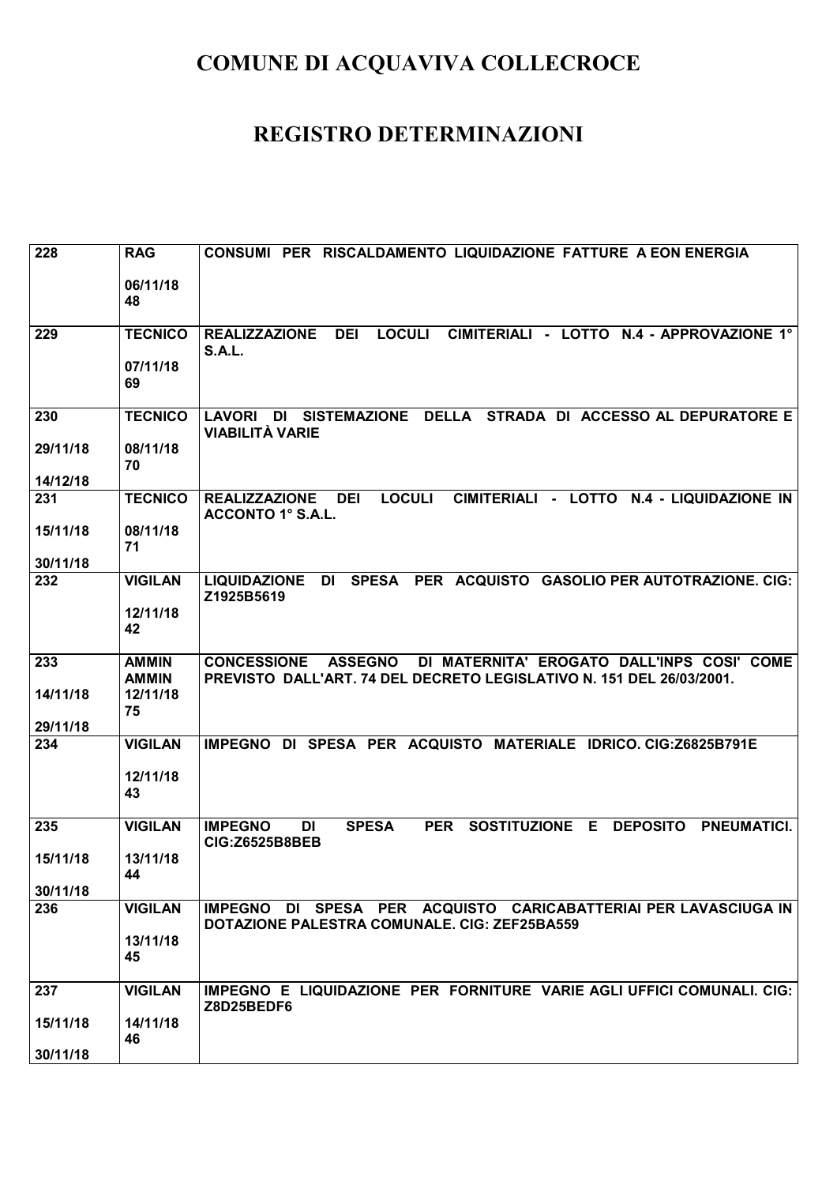# COMUNE DI ACQUAVIVA COLLECROCE

# REGISTRO DETERMINAZIONI

| | | |
|---|---|---|
| 228 | RAG<br>06/11/18<br>48 | CONSUMI PER RISCALDAMENTO LIQUIDAZIONE FATTURE A EON ENERGIA |
| 229 | TECNICO<br>07/11/18<br>69 | REALIZZAZIONE DEI LOCULI CIMITERIALI - LOTTO N.4 - APPROVAZIONE 1° S.A.L. |
| 230<br>29/11/18<br>14/12/18 | TECNICO<br>08/11/18<br>70 | LAVORI DI SISTEMAZIONE DELLA STRADA DI ACCESSO AL DEPURATORE E VIABILITÀ VARIE |
| 231<br>15/11/18<br>30/11/18 | TECNICO<br>08/11/18<br>71 | REALIZZAZIONE DEI LOCULI CIMITERIALI - LOTTO N.4 - LIQUIDAZIONE IN ACCONTO 1° S.A.L. |
| 232 | VIGILAN<br>12/11/18<br>42 | LIQUIDAZIONE DI SPESA PER ACQUISTO GASOLIO PER AUTOTRAZIONE. CIG: Z1925B5619 |
| 233<br>14/11/18<br>29/11/18 | AMMIN<br>AMMIN<br>12/11/18<br>75 | CONCESSIONE ASSEGNO DI MATERNITA' EROGATO DALL'INPS COSI' COME PREVISTO DALL'ART. 74 DEL DECRETO LEGISLATIVO N. 151 DEL 26/03/2001. |
| 234 | VIGILAN<br>12/11/18<br>43 | IMPEGNO DI SPESA PER ACQUISTO MATERIALE IDRICO. CIG:Z6825B791E |
| 235<br>15/11/18<br>30/11/18 | VIGILAN<br>13/11/18<br>44 | IMPEGNO DI SPESA PER SOSTITUZIONE E DEPOSITO PNEUMATICI. CIG:Z6525B8BEB |
| 236 | VIGILAN<br>13/11/18<br>45 | IMPEGNO DI SPESA PER ACQUISTO CARICABATTERIAI PER LAVASCIUGA IN DOTAZIONE PALESTRA COMUNALE. CIG: ZEF25BA559 |
| 237<br>15/11/18<br>30/11/18 | VIGILAN<br>14/11/18<br>46 | IMPEGNO E LIQUIDAZIONE PER FORNITURE VARIE AGLI UFFICI COMUNALI. CIG: Z8D25BEDF6 |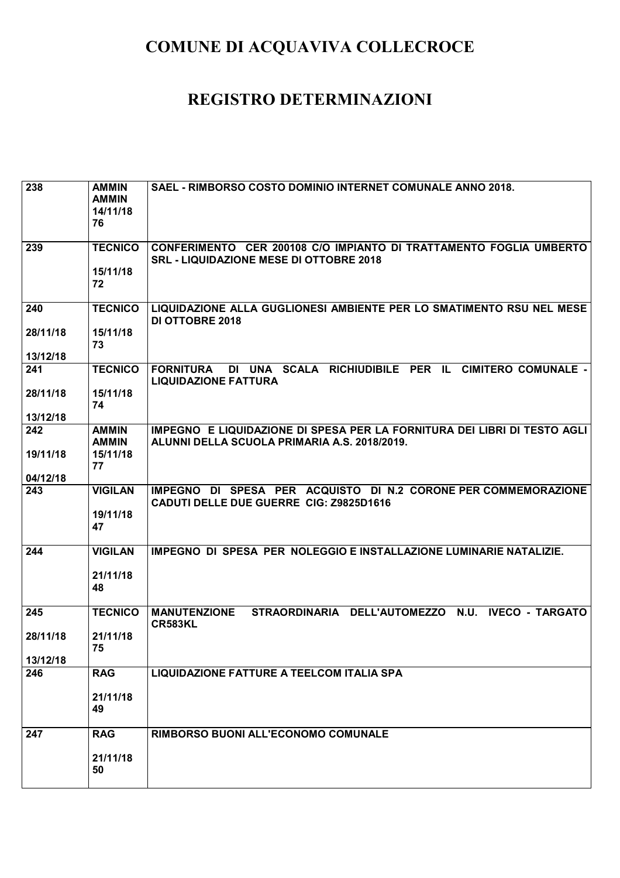# COMUNE DI ACQUAVIVA COLLECROCE

# REGISTRO DETERMINAZIONI

| | | |
|---|---|---|
| 238 | AMMIN AMMIN 14/11/18 76 | SAEL - RIMBORSO COSTO DOMINIO INTERNET COMUNALE ANNO 2018. |
| 239 | TECNICO 15/11/18 72 | CONFERIMENTO CER 200108 C/O IMPIANTO DI TRATTAMENTO FOGLIA UMBERTO SRL - LIQUIDAZIONE MESE DI OTTOBRE 2018 |
| 240 28/11/18 13/12/18 | TECNICO 15/11/18 73 | LIQUIDAZIONE ALLA GUGLIONESI AMBIENTE PER LO SMATIMENTO RSU NEL MESE DI OTTOBRE 2018 |
| 241 28/11/18 13/12/18 | TECNICO 15/11/18 74 | FORNITURA DI UNA SCALA RICHIUDIBILE PER IL CIMITERO COMUNALE - LIQUIDAZIONE FATTURA |
| 242 19/11/18 04/12/18 | AMMIN AMMIN 15/11/18 77 | IMPEGNO E LIQUIDAZIONE DI SPESA PER LA FORNITURA DEI LIBRI DI TESTO AGLI ALUNNI DELLA SCUOLA PRIMARIA A.S. 2018/2019. |
| 243 | VIGILAN 19/11/18 47 | IMPEGNO DI SPESA PER ACQUISTO DI N.2 CORONE PER COMMEMORAZIONE CADUTI DELLE DUE GUERRE CIG: Z9825D1616 |
| 244 | VIGILAN 21/11/18 48 | IMPEGNO DI SPESA PER NOLEGGIO E INSTALLAZIONE LUMINARIE NATALIZIE. |
| 245 28/11/18 13/12/18 | TECNICO 21/11/18 75 | MANUTENZIONE STRAORDINARIA DELL'AUTOMEZZO N.U. IVECO - TARGATO CR583KL |
| 246 | RAG 21/11/18 49 | LIQUIDAZIONE FATTURE A TEELCOM ITALIA SPA |
| 247 | RAG 21/11/18 50 | RIMBORSO BUONI ALL'ECONOMO COMUNALE |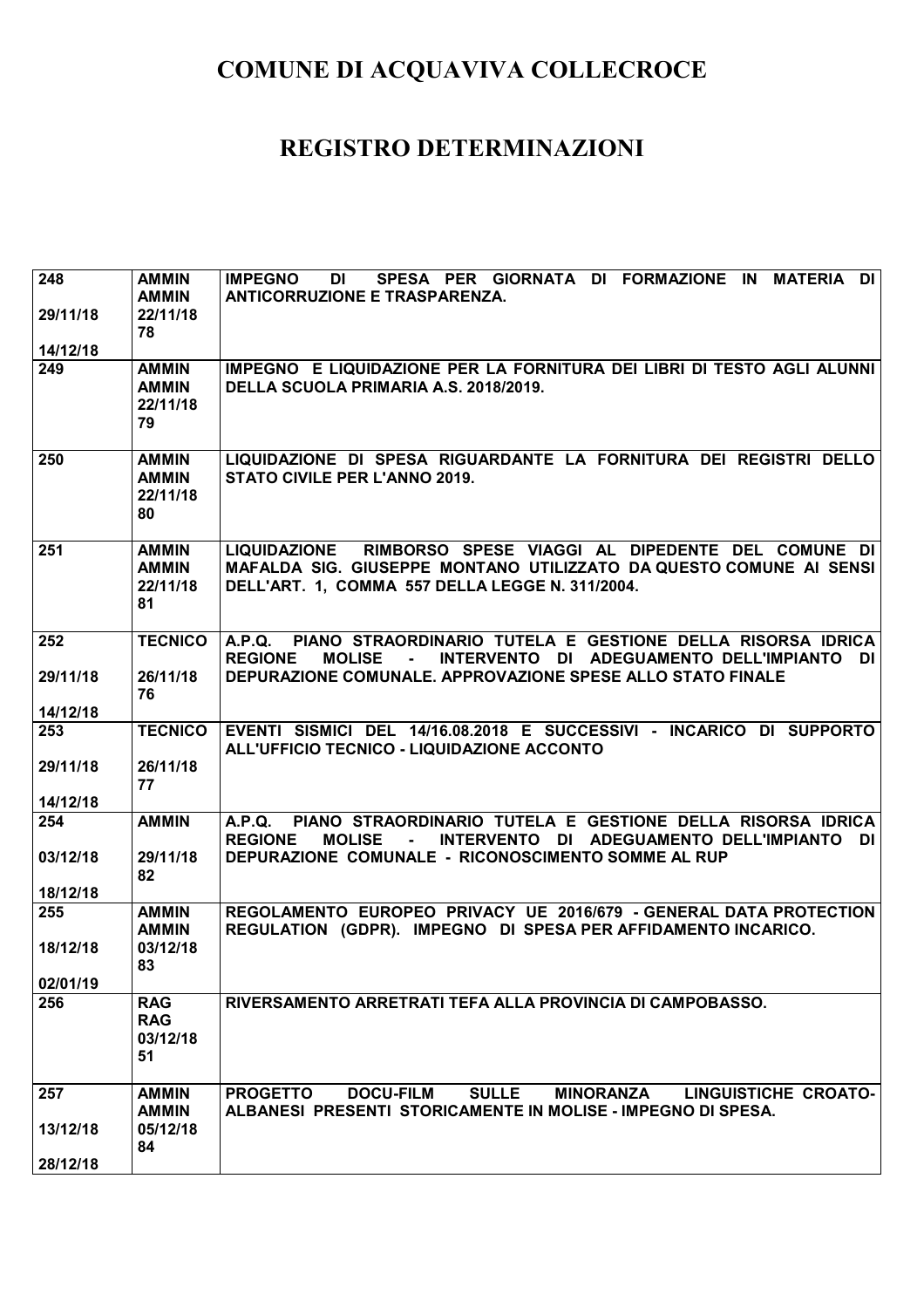# COMUNE DI ACQUAVIVA COLLECROCE

# REGISTRO DETERMINAZIONI

| | | |
|---|---|---|
| 248<br>29/11/18<br>14/12/18 | AMMIN<br>AMMIN<br>22/11/18<br>78 | IMPEGNO DI SPESA PER GIORNATA DI FORMAZIONE IN MATERIA DI ANTICORRUZIONE E TRASPARENZA. |
| 249 | AMMIN<br>AMMIN<br>22/11/18<br>79 | IMPEGNO E LIQUIDAZIONE PER LA FORNITURA DEI LIBRI DI TESTO AGLI ALUNNI DELLA SCUOLA PRIMARIA A.S. 2018/2019. |
| 250 | AMMIN<br>AMMIN<br>22/11/18<br>80 | LIQUIDAZIONE DI SPESA RIGUARDANTE LA FORNITURA DEI REGISTRI DELLO STATO CIVILE PER L'ANNO 2019. |
| 251 | AMMIN<br>AMMIN<br>22/11/18<br>81 | LIQUIDAZIONE RIMBORSO SPESE VIAGGI AL DIPEDENTE DEL COMUNE DI MAFALDA SIG. GIUSEPPE MONTANO UTILIZZATO DA QUESTO COMUNE AI SENSI DELL'ART. 1, COMMA 557 DELLA LEGGE N. 311/2004. |
| 252<br>29/11/18<br>14/12/18 | TECNICO<br>26/11/18<br>76 | A.P.Q. PIANO STRAORDINARIO TUTELA E GESTIONE DELLA RISORSA IDRICA REGIONE MOLISE - INTERVENTO DI ADEGUAMENTO DELL'IMPIANTO DI DEPURAZIONE COMUNALE. APPROVAZIONE SPESE ALLO STATO FINALE |
| 253<br>29/11/18<br>14/12/18 | TECNICO<br>26/11/18<br>77 | EVENTI SISMICI DEL 14/16.08.2018 E SUCCESSIVI - INCARICO DI SUPPORTO ALL'UFFICIO TECNICO - LIQUIDAZIONE ACCONTO |
| 254<br>03/12/18<br>18/12/18 | AMMIN<br>29/11/18<br>82 | A.P.Q. PIANO STRAORDINARIO TUTELA E GESTIONE DELLA RISORSA IDRICA REGIONE MOLISE - INTERVENTO DI ADEGUAMENTO DELL'IMPIANTO DI DEPURAZIONE COMUNALE - RICONOSCIMENTO SOMME AL RUP |
| 255<br>18/12/18<br>02/01/19 | AMMIN<br>AMMIN<br>03/12/18<br>83 | REGOLAMENTO EUROPEO PRIVACY UE 2016/679 - GENERAL DATA PROTECTION REGULATION (GDPR). IMPEGNO DI SPESA PER AFFIDAMENTO INCARICO. |
| 256 | RAG<br>RAG<br>03/12/18<br>51 | RIVERSAMENTO ARRETRATI TEFA ALLA PROVINCIA DI CAMPOBASSO. |
| 257<br>13/12/18<br>28/12/18 | AMMIN<br>AMMIN<br>05/12/18<br>84 | PROGETTO DOCU-FILM SULLE MINORANZA LINGUISTICHE CROATO-ALBANESI PRESENTI STORICAMENTE IN MOLISE - IMPEGNO DI SPESA. |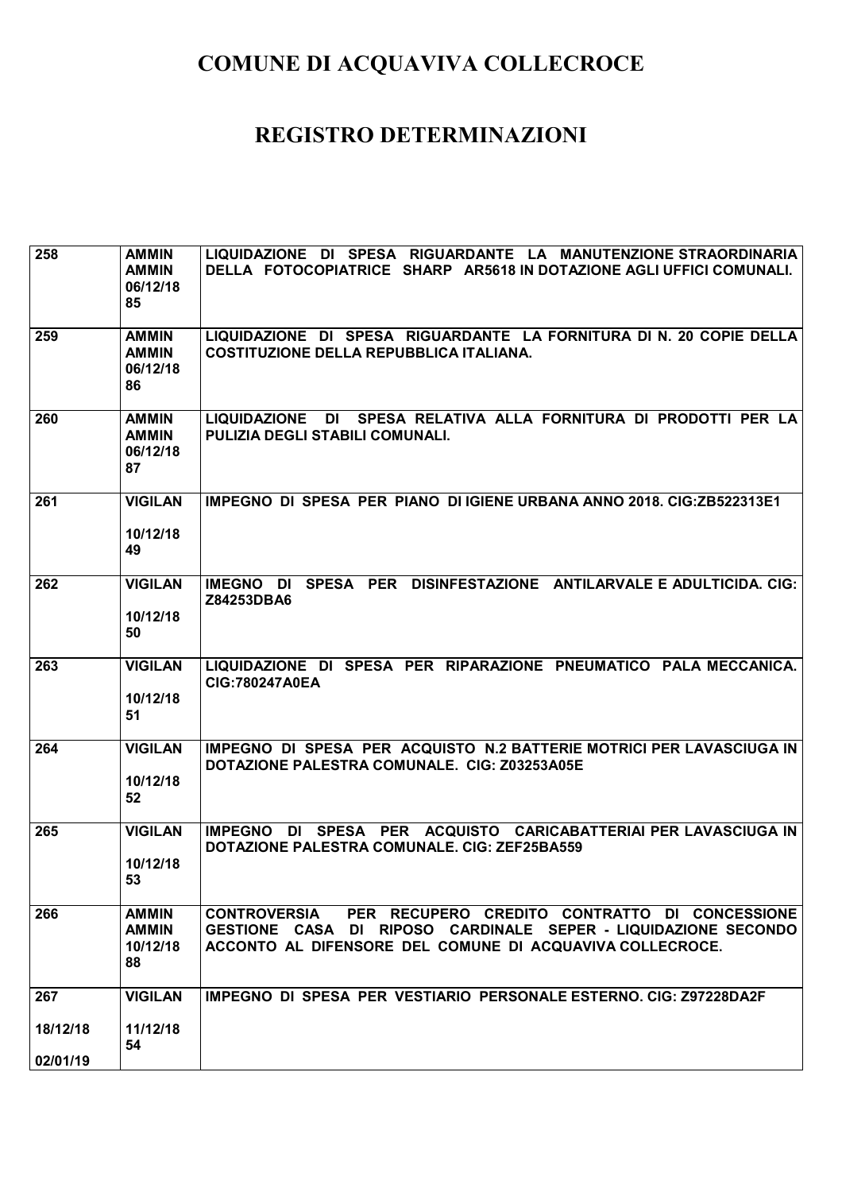# COMUNE DI ACQUAVIVA COLLECROCE

# REGISTRO DETERMINAZIONI

| | | |
|---|---|---|
| 258 | AMMIN<br>AMMIN<br>06/12/18<br>85 | LIQUIDAZIONE DI SPESA RIGUARDANTE LA MANUTENZIONE STRAORDINARIA DELLA FOTOCOPIATRICE SHARP AR5618 IN DOTAZIONE AGLI UFFICI COMUNALI. |
| 259 | AMMIN<br>AMMIN<br>06/12/18<br>86 | LIQUIDAZIONE DI SPESA RIGUARDANTE LA FORNITURA DI N. 20 COPIE DELLA COSTITUZIONE DELLA REPUBBLICA ITALIANA. |
| 260 | AMMIN<br>AMMIN<br>06/12/18<br>87 | LIQUIDAZIONE DI SPESA RELATIVA ALLA FORNITURA DI PRODOTTI PER LA PULIZIA DEGLI STABILI COMUNALI. |
| 261 | VIGILAN<br><br>10/12/18<br>49 | IMPEGNO DI SPESA PER PIANO DI IGIENE URBANA ANNO 2018. CIG:ZB522313E1 |
| 262 | VIGILAN<br><br>10/12/18<br>50 | IMEGNO DI SPESA PER DISINFESTAZIONE ANTILARVALE E ADULTICIDA. CIG: Z84253DBA6 |
| 263 | VIGILAN<br><br>10/12/18<br>51 | LIQUIDAZIONE DI SPESA PER RIPARAZIONE PNEUMATICO PALA MECCANICA. CIG:780247A0EA |
| 264 | VIGILAN<br><br>10/12/18<br>52 | IMPEGNO DI SPESA PER ACQUISTO N.2 BATTERIE MOTRICI PER LAVASCIUGA IN DOTAZIONE PALESTRA COMUNALE. CIG: Z03253A05E |
| 265 | VIGILAN<br><br>10/12/18<br>53 | IMPEGNO DI SPESA PER ACQUISTO CARICABATTERIAI PER LAVASCIUGA IN DOTAZIONE PALESTRA COMUNALE. CIG: ZEF25BA559 |
| 266 | AMMIN<br>AMMIN<br>10/12/18<br>88 | CONTROVERSIA PER RECUPERO CREDITO CONTRATTO DI CONCESSIONE GESTIONE CASA DI RIPOSO CARDINALE SEPER - LIQUIDAZIONE SECONDO ACCONTO AL DIFENSORE DEL COMUNE DI ACQUAVIVA COLLECROCE. |
| 267<br><br>18/12/18<br><br>02/01/19 | VIGILAN<br><br>11/12/18<br>54 | IMPEGNO DI SPESA PER VESTIARIO PERSONALE ESTERNO. CIG: Z97228DA2F |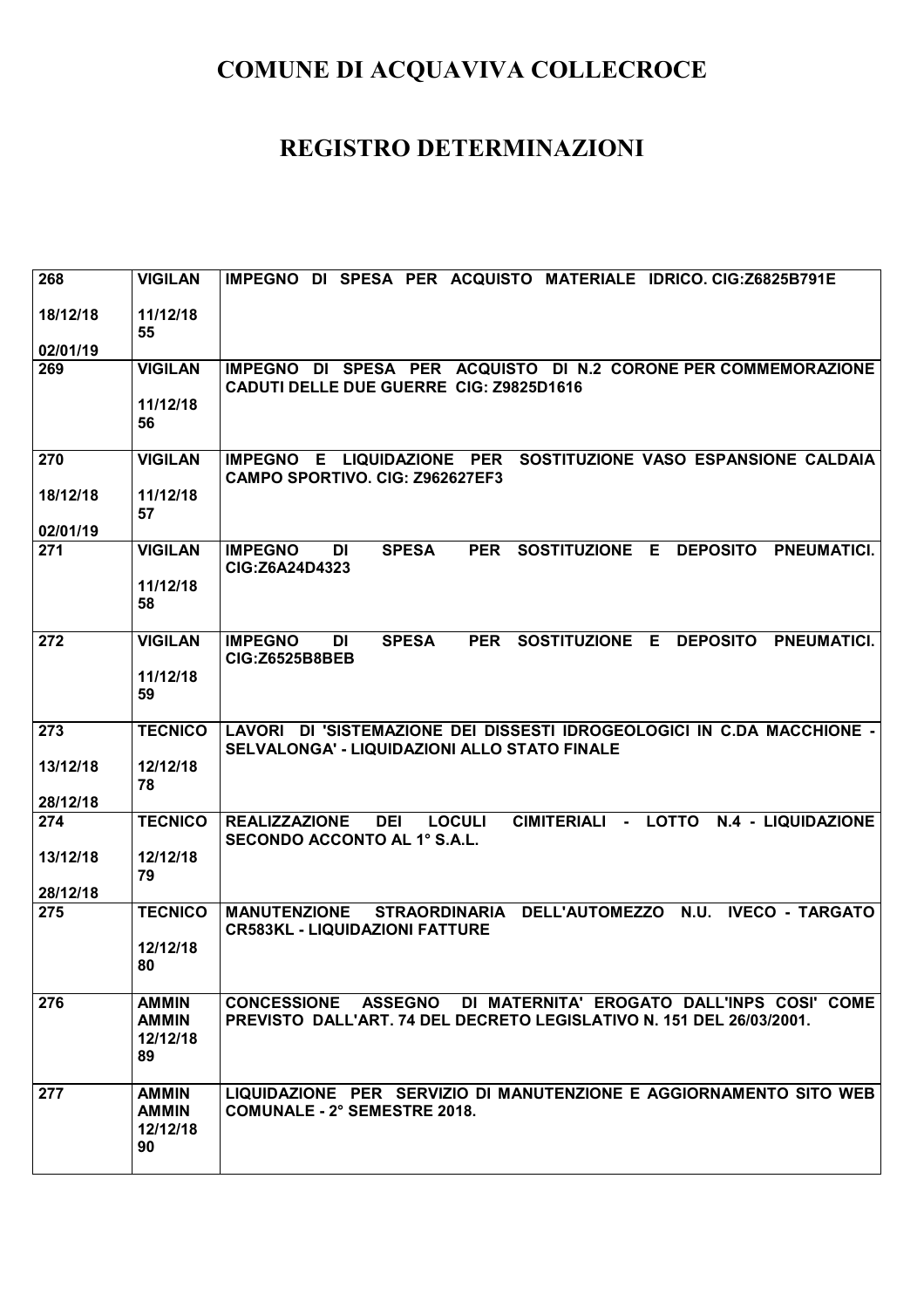# COMUNE DI ACQUAVIVA COLLECROCE

# REGISTRO DETERMINAZIONI

| | | |
|---|---|---|
| **268**<br><br>**18/12/18**<br><br>**02/01/19** | **VIGILAN**<br><br>**11/12/18**<br>**55** | **IMPEGNO DI SPESA PER ACQUISTO MATERIALE IDRICO. CIG:Z6825B791E** |
| **269** | **VIGILAN**<br><br>**11/12/18**<br>**56** | **IMPEGNO DI SPESA PER ACQUISTO DI N.2 CORONE PER COMMEMORAZIONE CADUTI DELLE DUE GUERRE CIG: Z9825D1616** |
| **270**<br><br>**18/12/18**<br><br>**02/01/19** | **VIGILAN**<br><br>**11/12/18**<br>**57** | **IMPEGNO E LIQUIDAZIONE PER SOSTITUZIONE VASO ESPANSIONE CALDAIA CAMPO SPORTIVO. CIG: Z962627EF3** |
| **271** | **VIGILAN**<br><br>**11/12/18**<br>**58** | **IMPEGNO DI SPESA PER SOSTITUZIONE E DEPOSITO PNEUMATICI. CIG:Z6A24D4323** |
| **272** | **VIGILAN**<br><br>**11/12/18**<br>**59** | **IMPEGNO DI SPESA PER SOSTITUZIONE E DEPOSITO PNEUMATICI. CIG:Z6525B8BEB** |
| **273**<br><br>**13/12/18**<br><br>**28/12/18** | **TECNICO**<br><br>**12/12/18**<br>**78** | **LAVORI DI 'SISTEMAZIONE DEI DISSESTI IDROGEOLOGICI IN C.DA MACCHIONE - SELVALONGA' - LIQUIDAZIONI ALLO STATO FINALE** |
| **274**<br><br>**13/12/18**<br><br>**28/12/18** | **TECNICO**<br><br>**12/12/18**<br>**79** | **REALIZZAZIONE DEI LOCULI CIMITERIALI - LOTTO N.4 - LIQUIDAZIONE SECONDO ACCONTO AL 1° S.A.L.** |
| **275** | **TECNICO**<br><br>**12/12/18**<br>**80** | **MANUTENZIONE STRAORDINARIA DELL'AUTOMEZZO N.U. IVECO - TARGATO CR583KL - LIQUIDAZIONI FATTURE** |
| **276** | **AMMIN**<br>**AMMIN**<br>**12/12/18**<br>**89** | **CONCESSIONE ASSEGNO DI MATERNITA' EROGATO DALL'INPS COSI' COME PREVISTO DALL'ART. 74 DEL DECRETO LEGISLATIVO N. 151 DEL 26/03/2001.** |
| **277** | **AMMIN**<br>**AMMIN**<br>**12/12/18**<br>**90** | **LIQUIDAZIONE PER SERVIZIO DI MANUTENZIONE E AGGIORNAMENTO SITO WEB COMUNALE - 2° SEMESTRE 2018.** |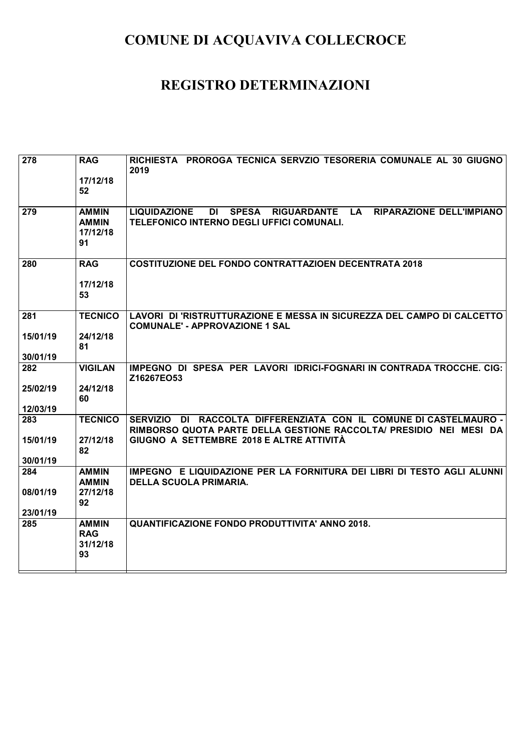# COMUNE DI ACQUAVIVA COLLECROCE

# REGISTRO DETERMINAZIONI

| | | |
|---|---|---|
| **278** | **RAG**<br><br>**17/12/18**<br>**52** | **RICHIESTA PROROGA TECNICA SERVZIO TESORERIA COMUNALE AL 30 GIUGNO 2019** |
| **279** | **AMMIN**<br>**AMMIN**<br>**17/12/18**<br>**91** | **LIQUIDAZIONE DI SPESA RIGUARDANTE LA RIPARAZIONE DELL'IMPIANO TELEFONICO INTERNO DEGLI UFFICI COMUNALI.** |
| **280** | **RAG**<br><br>**17/12/18**<br>**53** | **COSTITUZIONE DEL FONDO CONTRATTAZIOEN DECENTRATA 2018** |
| **281**<br><br>**15/01/19**<br><br>**30/01/19** | **TECNICO**<br><br>**24/12/18**<br>**81** | **LAVORI DI 'RISTRUTTURAZIONE E MESSA IN SICUREZZA DEL CAMPO DI CALCETTO COMUNALE' - APPROVAZIONE 1 SAL** |
| **282**<br><br>**25/02/19**<br><br>**12/03/19** | **VIGILAN**<br><br>**24/12/18**<br>**60** | **IMPEGNO DI SPESA PER LAVORI IDRICI-FOGNARI IN CONTRADA TROCCHE. CIG: Z16267EO53** |
| **283**<br><br>**15/01/19**<br><br>**30/01/19** | **TECNICO**<br><br>**27/12/18**<br>**82** | **SERVIZIO DI RACCOLTA DIFFERENZIATA CON IL COMUNE DI CASTELMAURO - RIMBORSO QUOTA PARTE DELLA GESTIONE RACCOLTA/ PRESIDIO NEI MESI DA GIUGNO A SETTEMBRE 2018 E ALTRE ATTIVITÀ** |
| **284**<br><br>**08/01/19**<br><br>**23/01/19** | **AMMIN**<br>**AMMIN**<br>**27/12/18**<br>**92** | **IMPEGNO E LIQUIDAZIONE PER LA FORNITURA DEI LIBRI DI TESTO AGLI ALUNNI DELLA SCUOLA PRIMARIA.** |
| **285** | **AMMIN**<br>**RAG**<br>**31/12/18**<br>**93** | **QUANTIFICAZIONE FONDO PRODUTTIVITA' ANNO 2018.** |